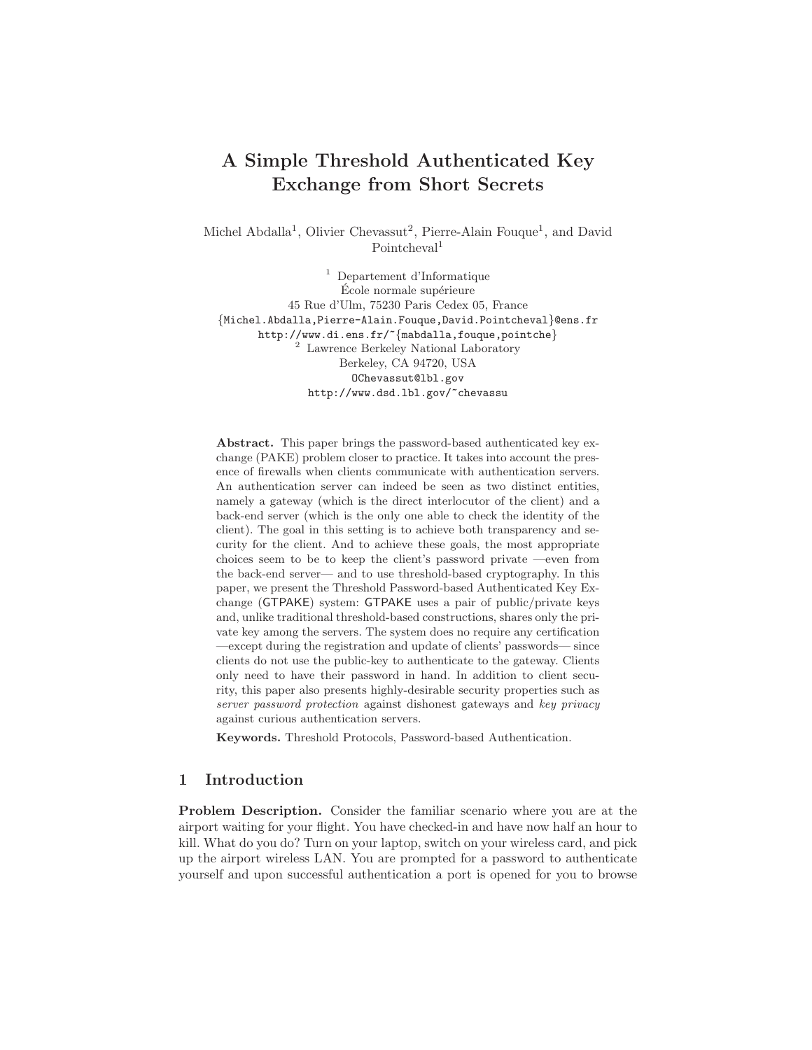# A Simple Threshold Authenticated Key Exchange from Short Secrets

Michel Abdalla[1], Olivier Chevassut[2], Pierre-Alain Fouque[1], and David Pointcheval[1]

[1] Departement d'Informatique
École normale supérieure
45 Rue d'Ulm, 75230 Paris Cedex 05, France
{Michel.Abdalla,Pierre-Alain.Fouque,David.Pointcheval}@ens.fr
http://www.di.ens.fr/~{mabdalla,fouque,pointche}

[2] Lawrence Berkeley National Laboratory
Berkeley, CA 94720, USA
OChevassut@lbl.gov
http://www.dsd.lbl.gov/~chevassu

**Abstract.** This paper brings the password-based authenticated key exchange (PAKE) problem closer to practice. It takes into account the presence of firewalls when clients communicate with authentication servers. An authentication server can indeed be seen as two distinct entities, namely a gateway (which is the direct interlocutor of the client) and a back-end server (which is the only one able to check the identity of the client). The goal in this setting is to achieve both transparency and security for the client. And to achieve these goals, the most appropriate choices seem to be to keep the client's password private —even from the back-end server— and to use threshold-based cryptography. In this paper, we present the Threshold Password-based Authenticated Key Exchange (GTPAKE) system: GTPAKE uses a pair of public/private keys and, unlike traditional threshold-based constructions, shares only the private key among the servers. The system does no require any certification —except during the registration and update of clients' passwords— since clients do not use the public-key to authenticate to the gateway. Clients only need to have their password in hand. In addition to client security, this paper also presents highly-desirable security properties such as *server password protection* against dishonest gateways and *key privacy* against curious authentication servers.

**Keywords.** Threshold Protocols, Password-based Authentication.

## 1 Introduction

**Problem Description.** Consider the familiar scenario where you are at the airport waiting for your flight. You have checked-in and have now half an hour to kill. What do you do? Turn on your laptop, switch on your wireless card, and pick up the airport wireless LAN. You are prompted for a password to authenticate yourself and upon successful authentication a port is opened for you to browse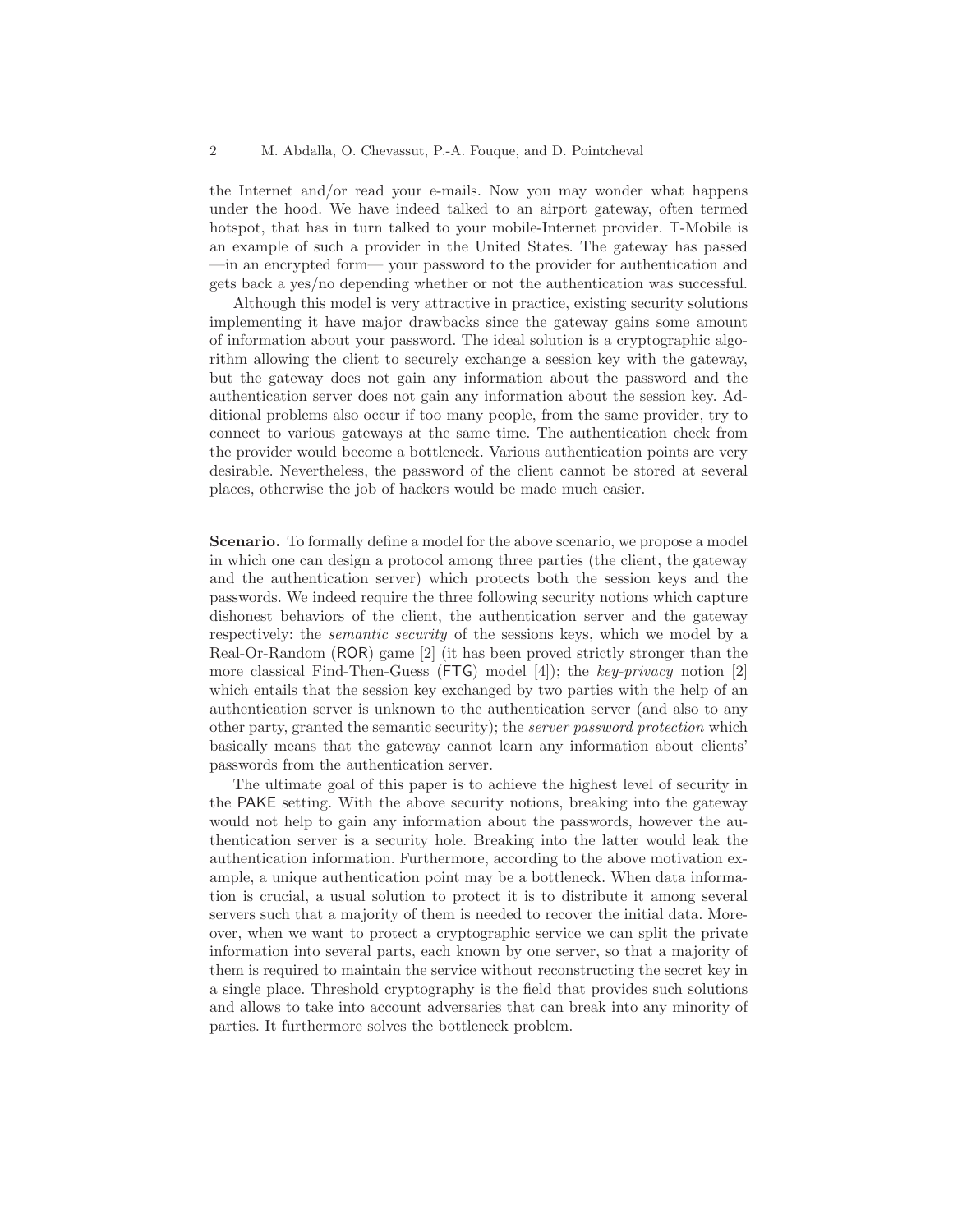the Internet and/or read your e-mails. Now you may wonder what happens under the hood. We have indeed talked to an airport gateway, often termed hotspot, that has in turn talked to your mobile-Internet provider. T-Mobile is an example of such a provider in the United States. The gateway has passed —in an encrypted form— your password to the provider for authentication and gets back a yes/no depending whether or not the authentication was successful.

Although this model is very attractive in practice, existing security solutions implementing it have major drawbacks since the gateway gains some amount of information about your password. The ideal solution is a cryptographic algorithm allowing the client to securely exchange a session key with the gateway, but the gateway does not gain any information about the password and the authentication server does not gain any information about the session key. Additional problems also occur if too many people, from the same provider, try to connect to various gateways at the same time. The authentication check from the provider would become a bottleneck. Various authentication points are very desirable. Nevertheless, the password of the client cannot be stored at several places, otherwise the job of hackers would be made much easier.

**Scenario.** To formally define a model for the above scenario, we propose a model in which one can design a protocol among three parties (the client, the gateway and the authentication server) which protects both the session keys and the passwords. We indeed require the three following security notions which capture dishonest behaviors of the client, the authentication server and the gateway respectively: the *semantic security* of the sessions keys, which we model by a Real-Or-Random (ROR) game [2] (it has been proved strictly stronger than the more classical Find-Then-Guess (FTG) model [4]); the *key-privacy* notion [2] which entails that the session key exchanged by two parties with the help of an authentication server is unknown to the authentication server (and also to any other party, granted the semantic security); the *server password protection* which basically means that the gateway cannot learn any information about clients' passwords from the authentication server.

The ultimate goal of this paper is to achieve the highest level of security in the PAKE setting. With the above security notions, breaking into the gateway would not help to gain any information about the passwords, however the authentication server is a security hole. Breaking into the latter would leak the authentication information. Furthermore, according to the above motivation example, a unique authentication point may be a bottleneck. When data information is crucial, a usual solution to protect it is to distribute it among several servers such that a majority of them is needed to recover the initial data. Moreover, when we want to protect a cryptographic service we can split the private information into several parts, each known by one server, so that a majority of them is required to maintain the service without reconstructing the secret key in a single place. Threshold cryptography is the field that provides such solutions and allows to take into account adversaries that can break into any minority of parties. It furthermore solves the bottleneck problem.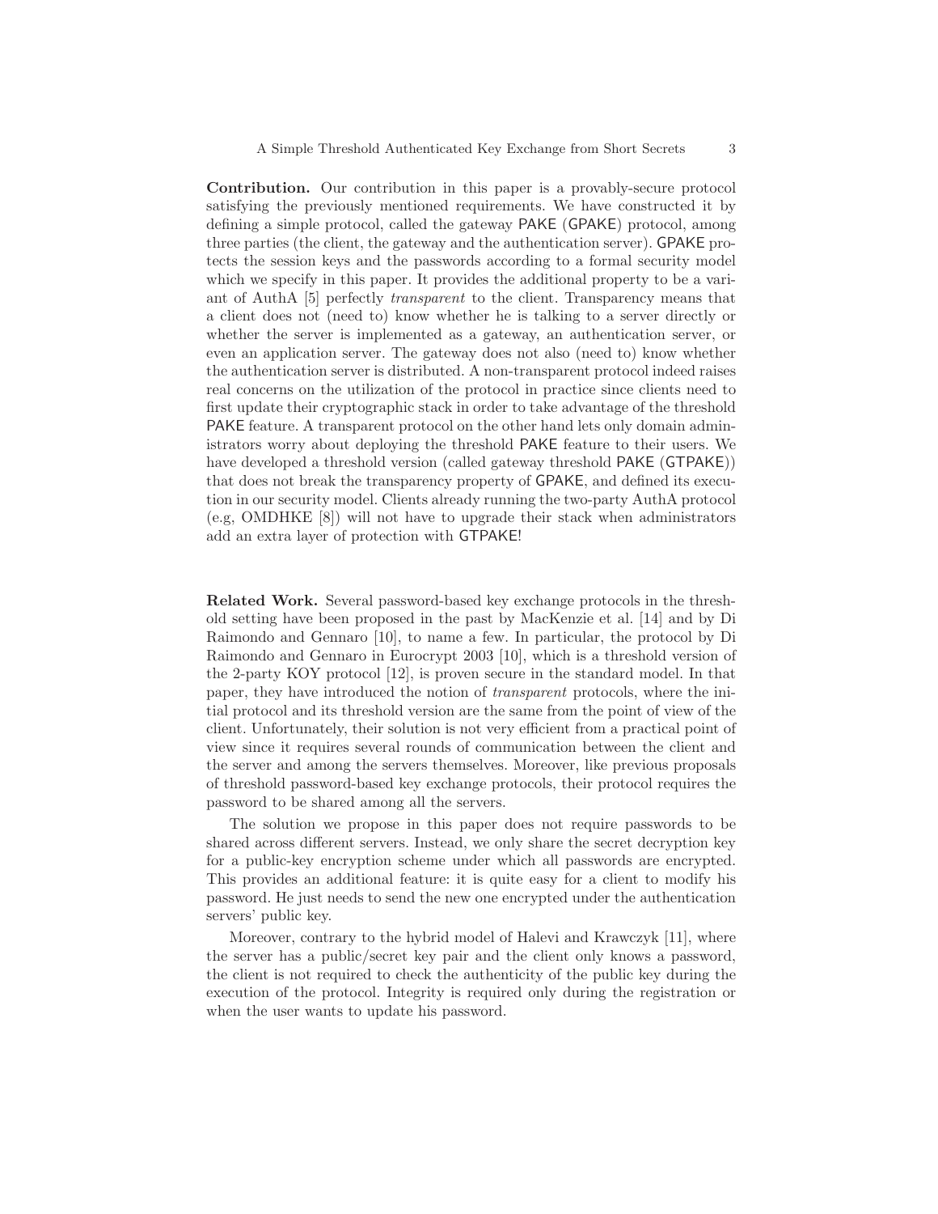**Contribution.** Our contribution in this paper is a provably-secure protocol satisfying the previously mentioned requirements. We have constructed it by defining a simple protocol, called the gateway PAKE (GPAKE) protocol, among three parties (the client, the gateway and the authentication server). GPAKE protects the session keys and the passwords according to a formal security model which we specify in this paper. It provides the additional property to be a variant of AuthA [5] perfectly *transparent* to the client. Transparency means that a client does not (need to) know whether he is talking to a server directly or whether the server is implemented as a gateway, an authentication server, or even an application server. The gateway does not also (need to) know whether the authentication server is distributed. A non-transparent protocol indeed raises real concerns on the utilization of the protocol in practice since clients need to first update their cryptographic stack in order to take advantage of the threshold PAKE feature. A transparent protocol on the other hand lets only domain administrators worry about deploying the threshold PAKE feature to their users. We have developed a threshold version (called gateway threshold PAKE (GTPAKE)) that does not break the transparency property of GPAKE, and defined its execution in our security model. Clients already running the two-party AuthA protocol (e.g, OMDHKE [8]) will not have to upgrade their stack when administrators add an extra layer of protection with GTPAKE!

**Related Work.** Several password-based key exchange protocols in the threshold setting have been proposed in the past by MacKenzie et al. [14] and by Di Raimondo and Gennaro [10], to name a few. In particular, the protocol by Di Raimondo and Gennaro in Eurocrypt 2003 [10], which is a threshold version of the 2-party KOY protocol [12], is proven secure in the standard model. In that paper, they have introduced the notion of *transparent* protocols, where the initial protocol and its threshold version are the same from the point of view of the client. Unfortunately, their solution is not very efficient from a practical point of view since it requires several rounds of communication between the client and the server and among the servers themselves. Moreover, like previous proposals of threshold password-based key exchange protocols, their protocol requires the password to be shared among all the servers.

The solution we propose in this paper does not require passwords to be shared across different servers. Instead, we only share the secret decryption key for a public-key encryption scheme under which all passwords are encrypted. This provides an additional feature: it is quite easy for a client to modify his password. He just needs to send the new one encrypted under the authentication servers' public key.

Moreover, contrary to the hybrid model of Halevi and Krawczyk [11], where the server has a public/secret key pair and the client only knows a password, the client is not required to check the authenticity of the public key during the execution of the protocol. Integrity is required only during the registration or when the user wants to update his password.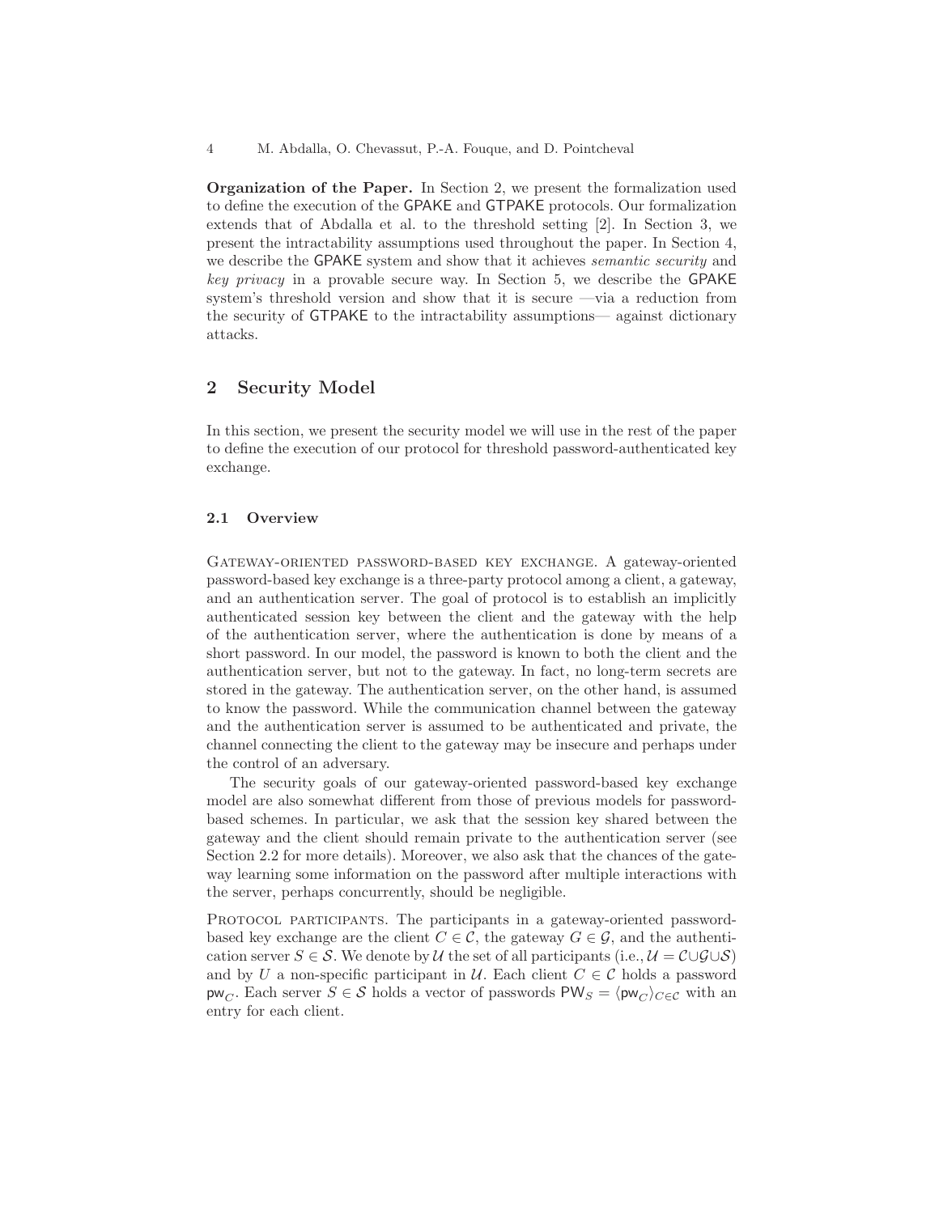**Organization of the Paper.** In Section 2, we present the formalization used to define the execution of the GPAKE and GTPAKE protocols. Our formalization extends that of Abdalla et al. to the threshold setting [2]. In Section 3, we present the intractability assumptions used throughout the paper. In Section 4, we describe the GPAKE system and show that it achieves *semantic security* and *key privacy* in a provable secure way. In Section 5, we describe the GPAKE system's threshold version and show that it is secure —via a reduction from the security of GTPAKE to the intractability assumptions— against dictionary attacks.

## 2 Security Model

In this section, we present the security model we will use in the rest of the paper to define the execution of our protocol for threshold password-authenticated key exchange.

### 2.1 Overview

Gateway-oriented password-based key exchange. A gateway-oriented password-based key exchange is a three-party protocol among a client, a gateway, and an authentication server. The goal of protocol is to establish an implicitly authenticated session key between the client and the gateway with the help of the authentication server, where the authentication is done by means of a short password. In our model, the password is known to both the client and the authentication server, but not to the gateway. In fact, no long-term secrets are stored in the gateway. The authentication server, on the other hand, is assumed to know the password. While the communication channel between the gateway and the authentication server is assumed to be authenticated and private, the channel connecting the client to the gateway may be insecure and perhaps under the control of an adversary.

The security goals of our gateway-oriented password-based key exchange model are also somewhat different from those of previous models for password-based schemes. In particular, we ask that the session key shared between the gateway and the client should remain private to the authentication server (see Section 2.2 for more details). Moreover, we also ask that the chances of the gateway learning some information on the password after multiple interactions with the server, perhaps concurrently, should be negligible.

Protocol participants. The participants in a gateway-oriented password-based key exchange are the client $C \in \mathcal{C}$, the gateway $G \in \mathcal{G}$, and the authentication server $S \in \mathcal{S}$. We denote by $\mathcal{U}$ the set of all participants (i.e., $\mathcal{U} = \mathcal{C} \cup \mathcal{G} \cup \mathcal{S}$) and by $U$ a non-specific participant in $\mathcal{U}$. Each client $C \in \mathcal{C}$ holds a password $\mathsf{pw}_C$. Each server $S \in \mathcal{S}$ holds a vector of passwords $\mathsf{PW}_S = \langle \mathsf{pw}_C \rangle_{C \in \mathcal{C}}$ with an entry for each client.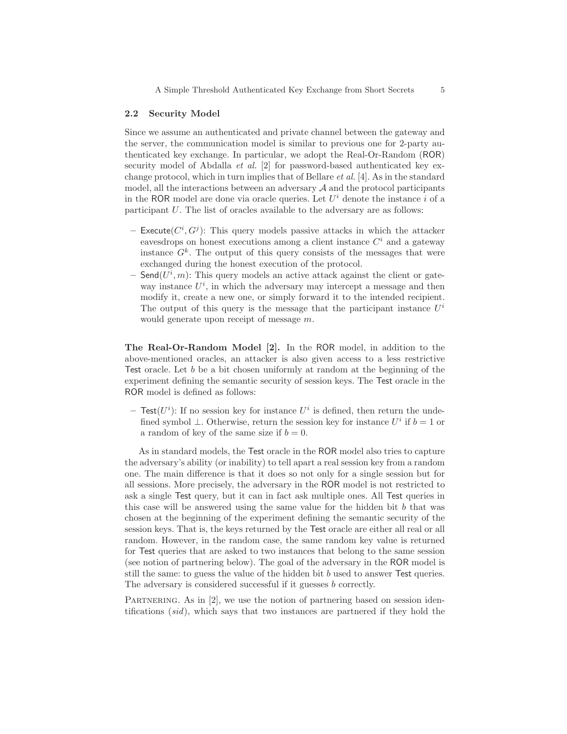### 2.2 Security Model

Since we assume an authenticated and private channel between the gateway and the server, the communication model is similar to previous one for 2-party authenticated key exchange. In particular, we adopt the Real-Or-Random (ROR) security model of Abdalla *et al.* [2] for password-based authenticated key exchange protocol, which in turn implies that of Bellare *et al.* [4]. As in the standard model, all the interactions between an adversary $\mathcal{A}$ and the protocol participants in the ROR model are done via oracle queries. Let $U^i$ denote the instance $i$ of a participant $U$. The list of oracles available to the adversary are as follows:

- $\mathsf{Execute}(C^i, G^j)$: This query models passive attacks in which the attacker eavesdrops on honest executions among a client instance $C^i$ and a gateway instance $G^k$. The output of this query consists of the messages that were exchanged during the honest execution of the protocol.
- $\mathsf{Send}(U^i, m)$: This query models an active attack against the client or gateway instance $U^i$, in which the adversary may intercept a message and then modify it, create a new one, or simply forward it to the intended recipient. The output of this query is the message that the participant instance $U^i$ would generate upon receipt of message $m$.

**The Real-Or-Random Model [2].** In the ROR model, in addition to the above-mentioned oracles, an attacker is also given access to a less restrictive Test oracle. Let $b$ be a bit chosen uniformly at random at the beginning of the experiment defining the semantic security of session keys. The Test oracle in the ROR model is defined as follows:

- $\mathsf{Test}(U^i)$: If no session key for instance $U^i$ is defined, then return the undefined symbol $\perp$. Otherwise, return the session key for instance $U^i$ if $b = 1$ or a random of key of the same size if $b = 0$.

As in standard models, the Test oracle in the ROR model also tries to capture the adversary's ability (or inability) to tell apart a real session key from a random one. The main difference is that it does so not only for a single session but for all sessions. More precisely, the adversary in the ROR model is not restricted to ask a single Test query, but it can in fact ask multiple ones. All Test queries in this case will be answered using the same value for the hidden bit $b$ that was chosen at the beginning of the experiment defining the semantic security of the session keys. That is, the keys returned by the Test oracle are either all real or all random. However, in the random case, the same random key value is returned for Test queries that are asked to two instances that belong to the same session (see notion of partnering below). The goal of the adversary in the ROR model is still the same: to guess the value of the hidden bit $b$ used to answer Test queries. The adversary is considered successful if it guesses $b$ correctly.

Partnering. As in [2], we use the notion of partnering based on session identifications (*sid*), which says that two instances are partnered if they hold the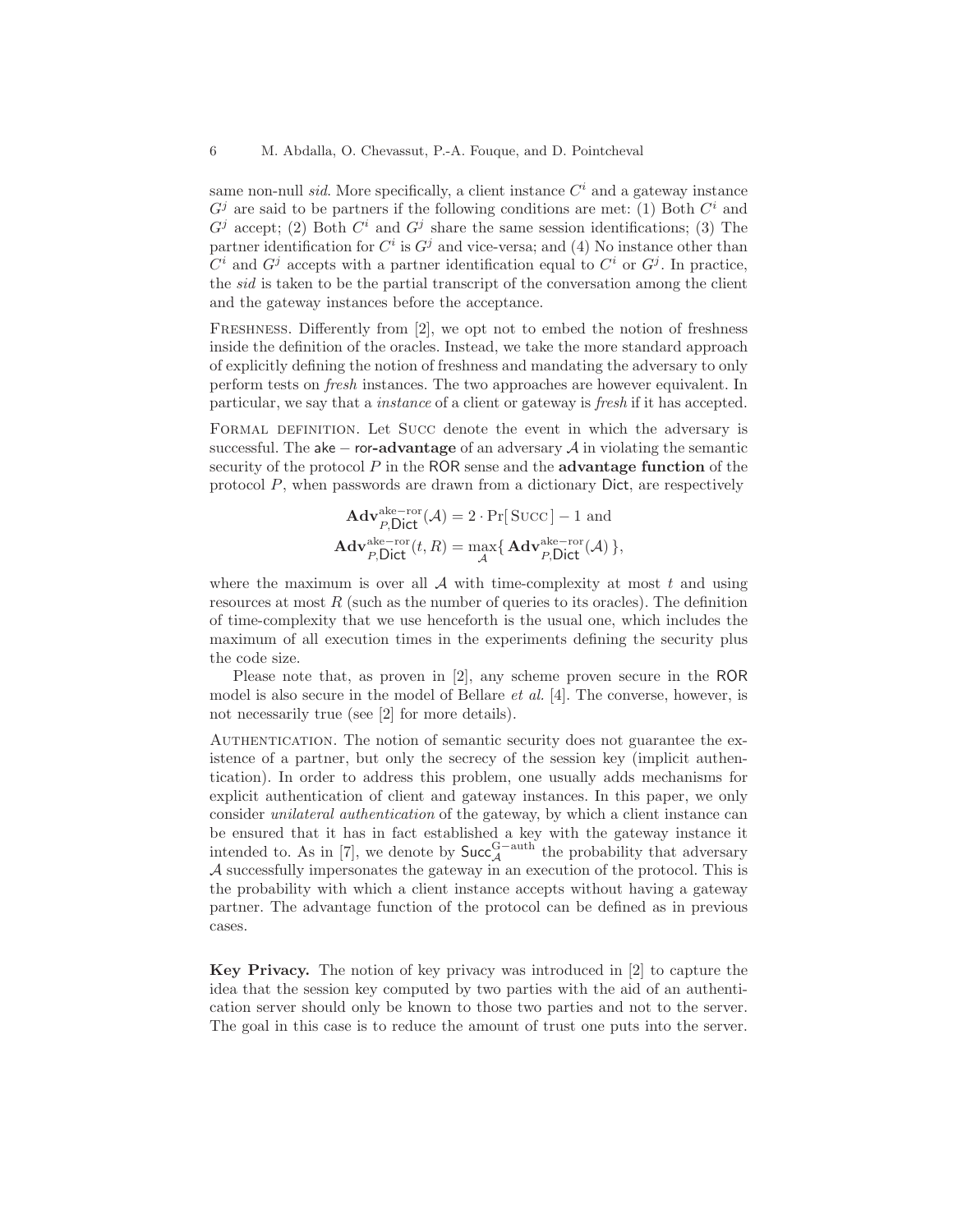same non-null *sid*. More specifically, a client instance $C^i$ and a gateway instance $G^j$ are said to be partners if the following conditions are met: (1) Both $C^i$ and $G^j$ accept; (2) Both $C^i$ and $G^j$ share the same session identifications; (3) The partner identification for $C^i$ is $G^j$ and vice-versa; and (4) No instance other than $C^i$ and $G^j$ accepts with a partner identification equal to $C^i$ or $G^j$. In practice, the *sid* is taken to be the partial transcript of the conversation among the client and the gateway instances before the acceptance.

Freshness. Differently from [2], we opt not to embed the notion of freshness inside the definition of the oracles. Instead, we take the more standard approach of explicitly defining the notion of freshness and mandating the adversary to only perform tests on *fresh* instances. The two approaches are however equivalent. In particular, we say that a *instance* of a client or gateway is *fresh* if it has accepted.

Formal definition. Let Succ denote the event in which the adversary is successful. The ake − **ror-advantage** of an adversary $\mathcal{A}$ in violating the semantic security of the protocol $P$ in the ROR sense and the **advantage function** of the protocol $P$, when passwords are drawn from a dictionary Dict, are respectively

$$\mathbf{Adv}^{\mathrm{ake-ror}}_{P,\mathsf{Dict}}(\mathcal{A}) = 2 \cdot \Pr[\,\textsc{Succ}\,] - 1 \text{ and}$$
$$\mathbf{Adv}^{\mathrm{ake-ror}}_{P,\mathsf{Dict}}(t, R) = \max_{\mathcal{A}}\{\,\mathbf{Adv}^{\mathrm{ake-ror}}_{P,\mathsf{Dict}}(\mathcal{A})\,\},$$

where the maximum is over all $\mathcal{A}$ with time-complexity at most $t$ and using resources at most $R$ (such as the number of queries to its oracles). The definition of time-complexity that we use henceforth is the usual one, which includes the maximum of all execution times in the experiments defining the security plus the code size.

Please note that, as proven in [2], any scheme proven secure in the ROR model is also secure in the model of Bellare *et al.* [4]. The converse, however, is not necessarily true (see [2] for more details).

Authentication. The notion of semantic security does not guarantee the existence of a partner, but only the secrecy of the session key (implicit authentication). In order to address this problem, one usually adds mechanisms for explicit authentication of client and gateway instances. In this paper, we only consider *unilateral authentication* of the gateway, by which a client instance can be ensured that it has in fact established a key with the gateway instance it intended to. As in [7], we denote by $\mathsf{Succ}^{\mathrm{G-auth}}_{\mathcal{A}}$ the probability that adversary $\mathcal{A}$ successfully impersonates the gateway in an execution of the protocol. This is the probability with which a client instance accepts without having a gateway partner. The advantage function of the protocol can be defined as in previous cases.

**Key Privacy.** The notion of key privacy was introduced in [2] to capture the idea that the session key computed by two parties with the aid of an authentication server should only be known to those two parties and not to the server. The goal in this case is to reduce the amount of trust one puts into the server.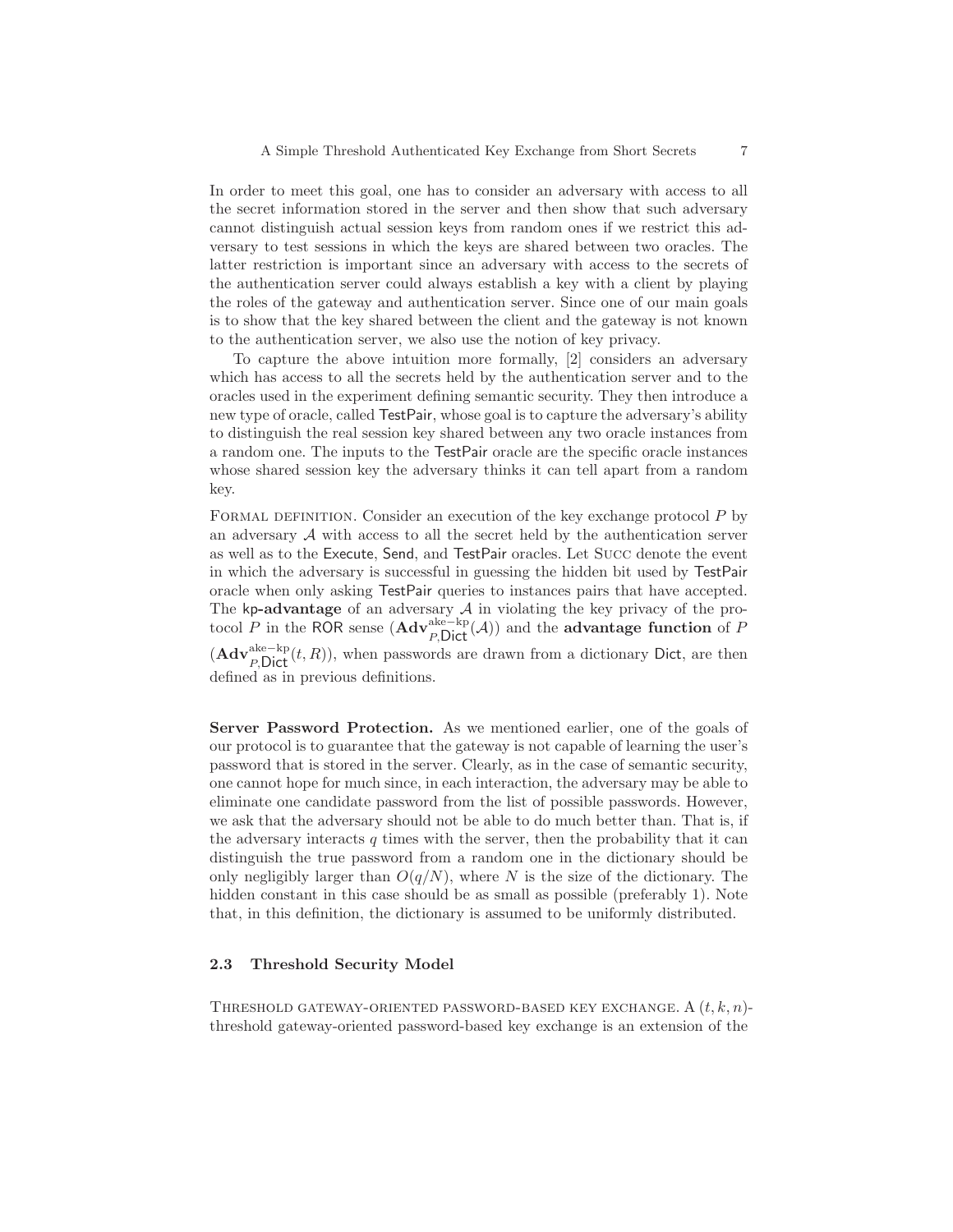In order to meet this goal, one has to consider an adversary with access to all the secret information stored in the server and then show that such adversary cannot distinguish actual session keys from random ones if we restrict this adversary to test sessions in which the keys are shared between two oracles. The latter restriction is important since an adversary with access to the secrets of the authentication server could always establish a key with a client by playing the roles of the gateway and authentication server. Since one of our main goals is to show that the key shared between the client and the gateway is not known to the authentication server, we also use the notion of key privacy.

To capture the above intuition more formally, [2] considers an adversary which has access to all the secrets held by the authentication server and to the oracles used in the experiment defining semantic security. They then introduce a new type of oracle, called TestPair, whose goal is to capture the adversary's ability to distinguish the real session key shared between any two oracle instances from a random one. The inputs to the TestPair oracle are the specific oracle instances whose shared session key the adversary thinks it can tell apart from a random key.

Formal definition. Consider an execution of the key exchange protocol $P$ by an adversary $\mathcal{A}$ with access to all the secret held by the authentication server as well as to the Execute, Send, and TestPair oracles. Let Succ denote the event in which the adversary is successful in guessing the hidden bit used by TestPair oracle when only asking TestPair queries to instances pairs that have accepted. The **kp-advantage** of an adversary $\mathcal{A}$ in violating the key privacy of the protocol $P$ in the ROR sense ($\mathbf{Adv}^{\text{ake-kp}}_{P,\mathsf{Dict}}(\mathcal{A})$) and the **advantage function** of $P$ ($\mathbf{Adv}^{\text{ake-kp}}_{P,\mathsf{Dict}}(t, R)$), when passwords are drawn from a dictionary Dict, are then defined as in previous definitions.

**Server Password Protection.** As we mentioned earlier, one of the goals of our protocol is to guarantee that the gateway is not capable of learning the user's password that is stored in the server. Clearly, as in the case of semantic security, one cannot hope for much since, in each interaction, the adversary may be able to eliminate one candidate password from the list of possible passwords. However, we ask that the adversary should not be able to do much better than. That is, if the adversary interacts $q$ times with the server, then the probability that it can distinguish the true password from a random one in the dictionary should be only negligibly larger than $O(q/N)$, where $N$ is the size of the dictionary. The hidden constant in this case should be as small as possible (preferably 1). Note that, in this definition, the dictionary is assumed to be uniformly distributed.

### 2.3 Threshold Security Model

Threshold gateway-oriented password-based key exchange. A $(t, k, n)$-threshold gateway-oriented password-based key exchange is an extension of the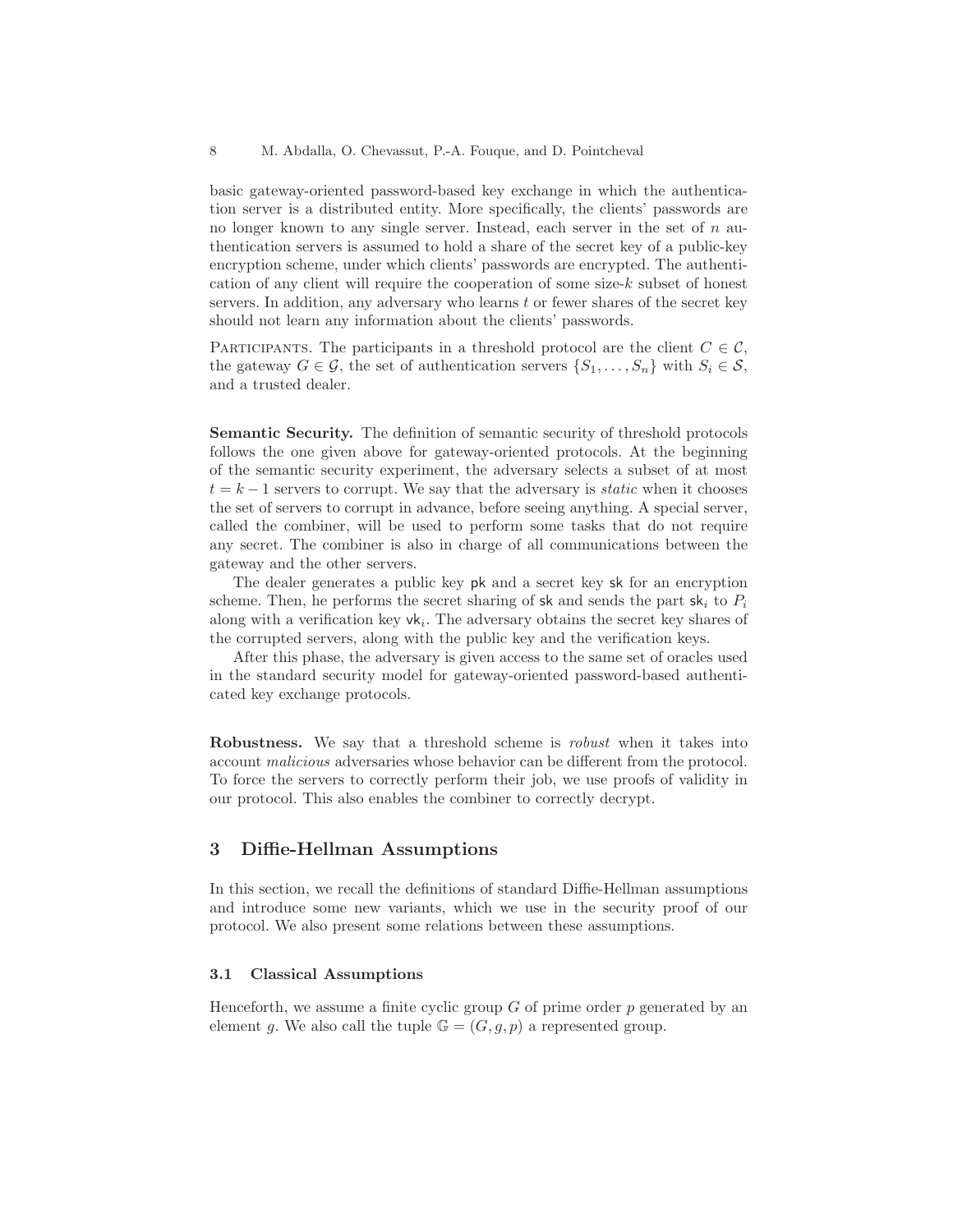basic gateway-oriented password-based key exchange in which the authentication server is a distributed entity. More specifically, the clients' passwords are no longer known to any single server. Instead, each server in the set of $n$ authentication servers is assumed to hold a share of the secret key of a public-key encryption scheme, under which clients' passwords are encrypted. The authentication of any client will require the cooperation of some size-$k$ subset of honest servers. In addition, any adversary who learns $t$ or fewer shares of the secret key should not learn any information about the clients' passwords.

PARTICIPANTS. The participants in a threshold protocol are the client $C \in \mathcal{C}$, the gateway $G \in \mathcal{G}$, the set of authentication servers $\{S_1, \ldots, S_n\}$ with $S_i \in \mathcal{S}$, and a trusted dealer.

**Semantic Security.** The definition of semantic security of threshold protocols follows the one given above for gateway-oriented protocols. At the beginning of the semantic security experiment, the adversary selects a subset of at most $t = k - 1$ servers to corrupt. We say that the adversary is *static* when it chooses the set of servers to corrupt in advance, before seeing anything. A special server, called the combiner, will be used to perform some tasks that do not require any secret. The combiner is also in charge of all communications between the gateway and the other servers.

The dealer generates a public key $\mathsf{pk}$ and a secret key $\mathsf{sk}$ for an encryption scheme. Then, he performs the secret sharing of $\mathsf{sk}$ and sends the part $\mathsf{sk}_i$ to $P_i$ along with a verification key $\mathsf{vk}_i$. The adversary obtains the secret key shares of the corrupted servers, along with the public key and the verification keys.

After this phase, the adversary is given access to the same set of oracles used in the standard security model for gateway-oriented password-based authenticated key exchange protocols.

**Robustness.** We say that a threshold scheme is *robust* when it takes into account *malicious* adversaries whose behavior can be different from the protocol. To force the servers to correctly perform their job, we use proofs of validity in our protocol. This also enables the combiner to correctly decrypt.

## 3 Diffie-Hellman Assumptions

In this section, we recall the definitions of standard Diffie-Hellman assumptions and introduce some new variants, which we use in the security proof of our protocol. We also present some relations between these assumptions.

### 3.1 Classical Assumptions

Henceforth, we assume a finite cyclic group $G$ of prime order $p$ generated by an element $g$. We also call the tuple $\mathbb{G} = (G, g, p)$ a represented group.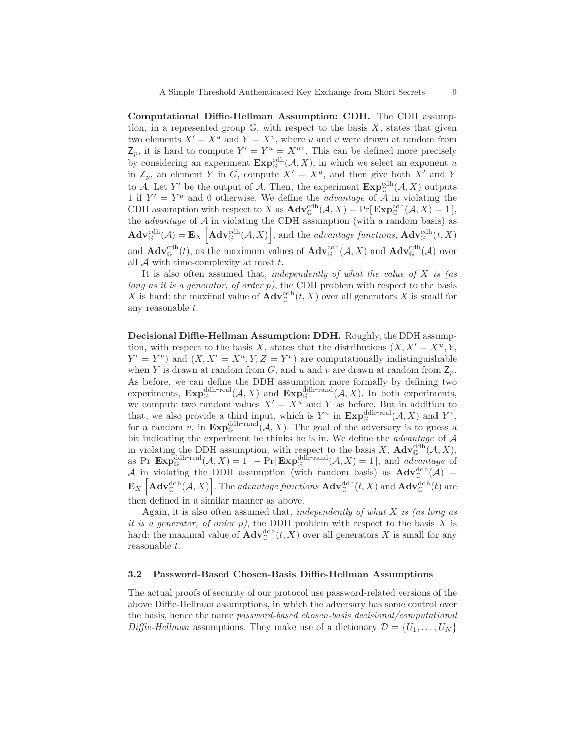**Computational Diffie-Hellman Assumption: CDH.** The CDH assumption, in a represented group $\mathbb{G}$, with respect to the basis $X$, states that given two elements $X' = X^u$ and $Y = X^v$, where $u$ and $v$ were drawn at random from $\mathsf{Z}_p$, it is hard to compute $Y' = Y^u = X^{uv}$. This can be defined more precisely by considering an experiment $\mathbf{Exp}^{\mathrm{cdh}}_{\mathbb{G}}(\mathcal{A}, X)$, in which we select an exponent $u$ in $\mathsf{Z}_p$, an element $Y$ in $G$, compute $X' = X^u$, and then give both $X'$ and $Y$ to $\mathcal{A}$. Let $Y'$ be the output of $\mathcal{A}$. Then, the experiment $\mathbf{Exp}^{\mathrm{cdh}}_{\mathbb{G}}(\mathcal{A}, X)$ outputs 1 if $Y' = Y^u$ and 0 otherwise. We define the *advantage* of $\mathcal{A}$ in violating the CDH assumption with respect to $X$ as $\mathbf{Adv}^{\mathrm{cdh}}_{\mathbb{G}}(\mathcal{A}, X) = \Pr[\,\mathbf{Exp}^{\mathrm{cdh}}_{\mathbb{G}}(\mathcal{A}, X) = 1\,]$, the *advantage* of $\mathcal{A}$ in violating the CDH assumption (with a random basis) as $\mathbf{Adv}^{\mathrm{cdh}}_{\mathbb{G}}(\mathcal{A}) = \mathbf{E}_X\left[\mathbf{Adv}^{\mathrm{cdh}}_{\mathbb{G}}(\mathcal{A}, X)\right]$, and the *advantage functions*, $\mathbf{Adv}^{\mathrm{cdh}}_{\mathbb{G}}(t, X)$ and $\mathbf{Adv}^{\mathrm{cdh}}_{\mathbb{G}}(t)$, as the maximum values of $\mathbf{Adv}^{\mathrm{cdh}}_{\mathbb{G}}(\mathcal{A}, X)$ and $\mathbf{Adv}^{\mathrm{cdh}}_{\mathbb{G}}(\mathcal{A})$ over all $\mathcal{A}$ with time-complexity at most $t$.

It is also often assumed that, *independently of what the value of $X$ is (as long as it is a generator, of order $p$)*, the CDH problem with respect to the basis $X$ is hard: the maximal value of $\mathbf{Adv}^{\mathrm{cdh}}_{\mathbb{G}}(t, X)$ over all generators $X$ is small for any reasonable $t$.

**Decisional Diffie-Hellman Assumption: DDH.** Roughly, the DDH assumption, with respect to the basis $X$, states that the distributions $(X, X' = X^u, Y, Y' = Y^u)$ and $(X, X' = X^u, Y, Z = Y^v)$ are computationally indistinguishable when $Y$ is drawn at random from $G$, and $u$ and $v$ are drawn at random from $\mathsf{Z}_p$. As before, we can define the DDH assumption more formally by defining two experiments, $\mathbf{Exp}^{\mathrm{ddh\text{-}real}}_{\mathbb{G}}(\mathcal{A}, X)$ and $\mathbf{Exp}^{\mathrm{ddh\text{-}rand}}_{\mathbb{G}}(\mathcal{A}, X)$. In both experiments, we compute two random values $X' = X^u$ and $Y$ as before. But in addition to that, we also provide a third input, which is $Y^u$ in $\mathbf{Exp}^{\mathrm{ddh\text{-}real}}_{\mathbb{G}}(\mathcal{A}, X)$ and $Y^v$, for a random $v$, in $\mathbf{Exp}^{\mathrm{ddh\text{-}rand}}_{\mathbb{G}}(\mathcal{A}, X)$. The goal of the adversary is to guess a bit indicating the experiment he thinks he is in. We define the *advantage* of $\mathcal{A}$ in violating the DDH assumption, with respect to the basis $X$, $\mathbf{Adv}^{\mathrm{ddh}}_{\mathbb{G}}(\mathcal{A}, X)$, as $\Pr[\,\mathbf{Exp}^{\mathrm{ddh\text{-}real}}_{\mathbb{G}}(\mathcal{A}, X) = 1\,] - \Pr[\,\mathbf{Exp}^{\mathrm{ddh\text{-}rand}}_{\mathbb{G}}(\mathcal{A}, X) = 1\,]$, and *advantage* of $\mathcal{A}$ in violating the DDH assumption (with random basis) as $\mathbf{Adv}^{\mathrm{ddh}}_{\mathbb{G}}(\mathcal{A}) = \mathbf{E}_X\left[\mathbf{Adv}^{\mathrm{ddh}}_{\mathbb{G}}(\mathcal{A}, X)\right]$. The *advantage functions* $\mathbf{Adv}^{\mathrm{ddh}}_{\mathbb{G}}(t, X)$ and $\mathbf{Adv}^{\mathrm{ddh}}_{\mathbb{G}}(t)$ are then defined in a similar manner as above.

Again, it is also often assumed that, *independently of what $X$ is (as long as it is a generator, of order $p$)*, the DDH problem with respect to the basis $X$ is hard: the maximal value of $\mathbf{Adv}^{\mathrm{ddh}}_{\mathbb{G}}(t, X)$ over all generators $X$ is small for any reasonable $t$.

### 3.2 Password-Based Chosen-Basis Diffie-Hellman Assumptions

The actual proofs of security of our protocol use password-related versions of the above Diffie-Hellman assumptions, in which the adversary has some control over the basis, hence the name *password-based chosen-basis decisional/computational Diffie-Hellman* assumptions. They make use of a dictionary $\mathcal{D} = \{U_1, \ldots, U_N\}$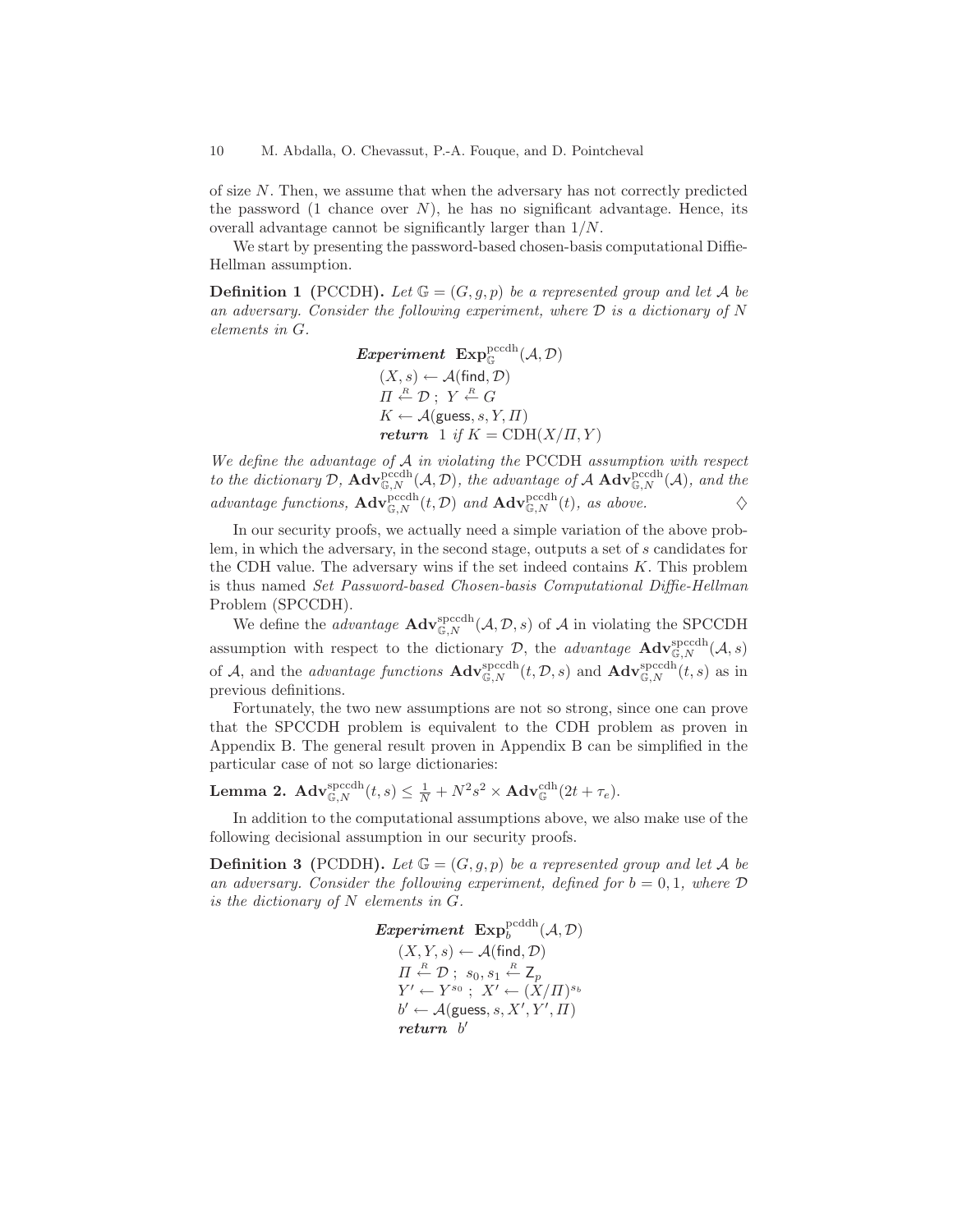of size $N$. Then, we assume that when the adversary has not correctly predicted the password (1 chance over $N$), he has no significant advantage. Hence, its overall advantage cannot be significantly larger than $1/N$.

We start by presenting the password-based chosen-basis computational Diffie-Hellman assumption.

**Definition 1 (PCCDH).** *Let $\mathbb{G} = (G, g, p)$ be a represented group and let $\mathcal{A}$ be an adversary. Consider the following experiment, where $\mathcal{D}$ is a dictionary of $N$ elements in $G$.*

$$
\begin{array}{l}
\textbf{\textit{Experiment}}\ \mathbf{Exp}^{\mathrm{pccdh}}_{\mathbb{G}}(\mathcal{A}, \mathcal{D}) \\
\quad (X, s) \leftarrow \mathcal{A}(\mathsf{find}, \mathcal{D}) \\
\quad \Pi \stackrel{R}{\leftarrow} \mathcal{D}\ ;\ Y \stackrel{R}{\leftarrow} G \\
\quad K \leftarrow \mathcal{A}(\mathsf{guess}, s, Y, \Pi) \\
\quad \textbf{\textit{return}}\ \ 1\ \textit{if}\ K = \mathrm{CDH}(X/\Pi, Y)
\end{array}
$$

*We define the advantage of $\mathcal{A}$ in violating the* PCCDH *assumption with respect to the dictionary $\mathcal{D}$, $\mathbf{Adv}^{\mathrm{pccdh}}_{\mathbb{G},N}(\mathcal{A}, \mathcal{D})$, the advantage of $\mathcal{A}$ $\mathbf{Adv}^{\mathrm{pccdh}}_{\mathbb{G},N}(\mathcal{A})$, and the advantage functions, $\mathbf{Adv}^{\mathrm{pccdh}}_{\mathbb{G},N}(t, \mathcal{D})$ and $\mathbf{Adv}^{\mathrm{pccdh}}_{\mathbb{G},N}(t)$, as above.* $\diamondsuit$

In our security proofs, we actually need a simple variation of the above problem, in which the adversary, in the second stage, outputs a set of $s$ candidates for the CDH value. The adversary wins if the set indeed contains $K$. This problem is thus named *Set Password-based Chosen-basis Computational Diffie-Hellman* Problem (SPCCDH).

We define the *advantage* $\mathbf{Adv}^{\mathrm{spccdh}}_{\mathbb{G},N}(\mathcal{A}, \mathcal{D}, s)$ of $\mathcal{A}$ in violating the SPCCDH assumption with respect to the dictionary $\mathcal{D}$, the *advantage* $\mathbf{Adv}^{\mathrm{spccdh}}_{\mathbb{G},N}(\mathcal{A}, s)$ of $\mathcal{A}$, and the *advantage functions* $\mathbf{Adv}^{\mathrm{spccdh}}_{\mathbb{G},N}(t, \mathcal{D}, s)$ and $\mathbf{Adv}^{\mathrm{spccdh}}_{\mathbb{G},N}(t, s)$ as in previous definitions.

Fortunately, the two new assumptions are not so strong, since one can prove that the SPCCDH problem is equivalent to the CDH problem as proven in Appendix B. The general result proven in Appendix B can be simplified in the particular case of not so large dictionaries:

**Lemma 2.** $\mathbf{Adv}^{\mathrm{spccdh}}_{\mathbb{G},N}(t, s) \leq \frac{1}{N} + N^2 s^2 \times \mathbf{Adv}^{\mathrm{cdh}}_{\mathbb{G}}(2t + \tau_e)$.

In addition to the computational assumptions above, we also make use of the following decisional assumption in our security proofs.

**Definition 3 (PCDDH).** *Let $\mathbb{G} = (G, g, p)$ be a represented group and let $\mathcal{A}$ be an adversary. Consider the following experiment, defined for $b = 0, 1$, where $\mathcal{D}$ is the dictionary of $N$ elements in $G$.*

$$
\begin{array}{l}
\textbf{\textit{Experiment}}\ \mathbf{Exp}^{\mathrm{pcddh}}_{b}(\mathcal{A}, \mathcal{D}) \\
\quad (X, Y, s) \leftarrow \mathcal{A}(\mathsf{find}, \mathcal{D}) \\
\quad \Pi \stackrel{R}{\leftarrow} \mathcal{D}\ ;\ \ s_0, s_1 \stackrel{R}{\leftarrow} \mathsf{Z}_p \\
\quad Y' \leftarrow Y^{s_0}\ ;\ X' \leftarrow (X/\Pi)^{s_b} \\
\quad b' \leftarrow \mathcal{A}(\mathsf{guess}, s, X', Y', \Pi) \\
\quad \textbf{\textit{return}}\ \ b'
\end{array}
$$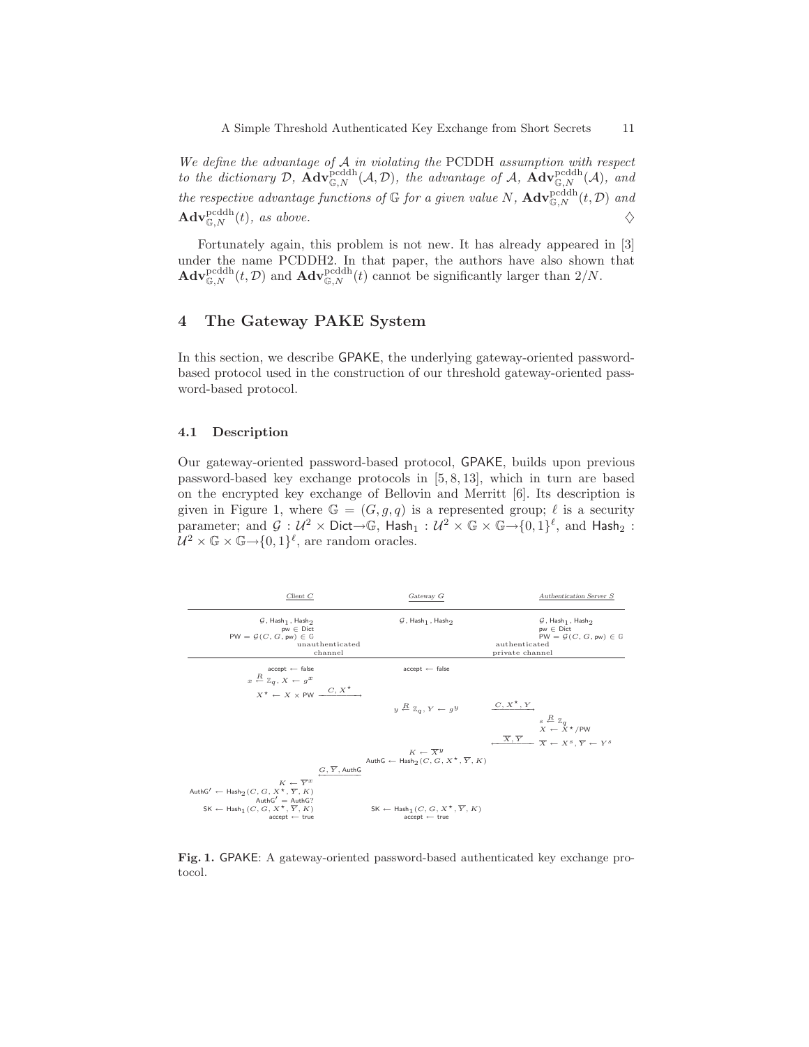*We define the advantage of $\mathcal{A}$ in violating the* PCDDH *assumption with respect to the dictionary $\mathcal{D}$, $\mathbf{Adv}^{\mathrm{pcddh}}_{\mathbb{G},N}(\mathcal{A},\mathcal{D})$, the advantage of $\mathcal{A}$, $\mathbf{Adv}^{\mathrm{pcddh}}_{\mathbb{G},N}(\mathcal{A})$, and the respective advantage functions of $\mathbb{G}$ for a given value $N$, $\mathbf{Adv}^{\mathrm{pcddh}}_{\mathbb{G},N}(t,\mathcal{D})$ and $\mathbf{Adv}^{\mathrm{pcddh}}_{\mathbb{G},N}(t)$, as above.* $\diamondsuit$

Fortunately again, this problem is not new. It has already appeared in [3] under the name PCDDH2. In that paper, the authors have also shown that $\mathbf{Adv}^{\mathrm{pcddh}}_{\mathbb{G},N}(t,\mathcal{D})$ and $\mathbf{Adv}^{\mathrm{pcddh}}_{\mathbb{G},N}(t)$ cannot be significantly larger than $2/N$.

## 4 The Gateway PAKE System

In this section, we describe GPAKE, the underlying gateway-oriented password-based protocol used in the construction of our threshold gateway-oriented password-based protocol.

### 4.1 Description

Our gateway-oriented password-based protocol, GPAKE, builds upon previous password-based key exchange protocols in [5, 8, 13], which in turn are based on the encrypted key exchange of Bellovin and Merritt [6]. Its description is given in Figure 1, where $\mathbb{G} = (G, g, q)$ is a represented group; $\ell$ is a security parameter; and $\mathcal{G} : \mathcal{U}^2 \times \mathsf{Dict} \rightarrow \mathbb{G}$, $\mathsf{Hash}_1 : \mathcal{U}^2 \times \mathbb{G} \times \mathbb{G} \rightarrow \{0,1\}^\ell$, and $\mathsf{Hash}_2 : \mathcal{U}^2 \times \mathbb{G} \times \mathbb{G} \rightarrow \{0,1\}^\ell$, are random oracles.

| *Client C* | *Gateway G* | *Authentication Server S* |
|---|---|---|
| $\mathcal{G}, \mathsf{Hash}_1, \mathsf{Hash}_2$ <br> $\mathsf{pw} \in \mathsf{Dict}$ <br> $\mathsf{PW} = \mathcal{G}(C, G, \mathsf{pw}) \in \mathbb{G}$ | $\mathcal{G}, \mathsf{Hash}_1, \mathsf{Hash}_2$ | $\mathcal{G}, \mathsf{Hash}_1, \mathsf{Hash}_2$ <br> $\mathsf{pw} \in \mathsf{Dict}$ <br> $\mathsf{PW} = \mathcal{G}(C, G, \mathsf{pw}) \in \mathbb{G}$ |
| unauthenticated channel (C–G) | | authenticated private channel (G–S) |
| $\mathsf{accept} \leftarrow \mathsf{false}$ <br> $x \xleftarrow{R} \mathbb{Z}_q, X \leftarrow g^x$ <br> $X^\star \leftarrow X \times \mathsf{PW}$ $\xrightarrow{C, X^\star}$ | $\mathsf{accept} \leftarrow \mathsf{false}$ | |
| | $y \xleftarrow{R} \mathbb{Z}_q, Y \leftarrow g^y$ $\xrightarrow{C, X^\star, Y}$ | |
| | | $s \xleftarrow{R} \mathbb{Z}_q$ <br> $X \leftarrow X^\star/\mathsf{PW}$ <br> $\xleftarrow{\overline{X}, \overline{Y}}$ $\overline{X} \leftarrow X^s, \overline{Y} \leftarrow Y^s$ |
| | $K \leftarrow \overline{X}^y$ <br> $\mathsf{AuthG} \leftarrow \mathsf{Hash}_2(C, G, X^\star, \overline{Y}, K)$ | |
| $\xleftarrow{G, \overline{Y}, \mathsf{AuthG}}$ <br> $K \leftarrow \overline{Y}^x$ <br> $\mathsf{AuthG}' \leftarrow \mathsf{Hash}_2(C, G, X^\star, \overline{Y}, K)$ <br> $\mathsf{AuthG}' = \mathsf{AuthG}?$ <br> $\mathsf{SK} \leftarrow \mathsf{Hash}_1(C, G, X^\star, \overline{Y}, K)$ <br> $\mathsf{accept} \leftarrow \mathsf{true}$ | $\mathsf{SK} \leftarrow \mathsf{Hash}_1(C, G, X^\star, \overline{Y}, K)$ <br> $\mathsf{accept} \leftarrow \mathsf{true}$ | |

**Fig. 1.** GPAKE: A gateway-oriented password-based authenticated key exchange protocol.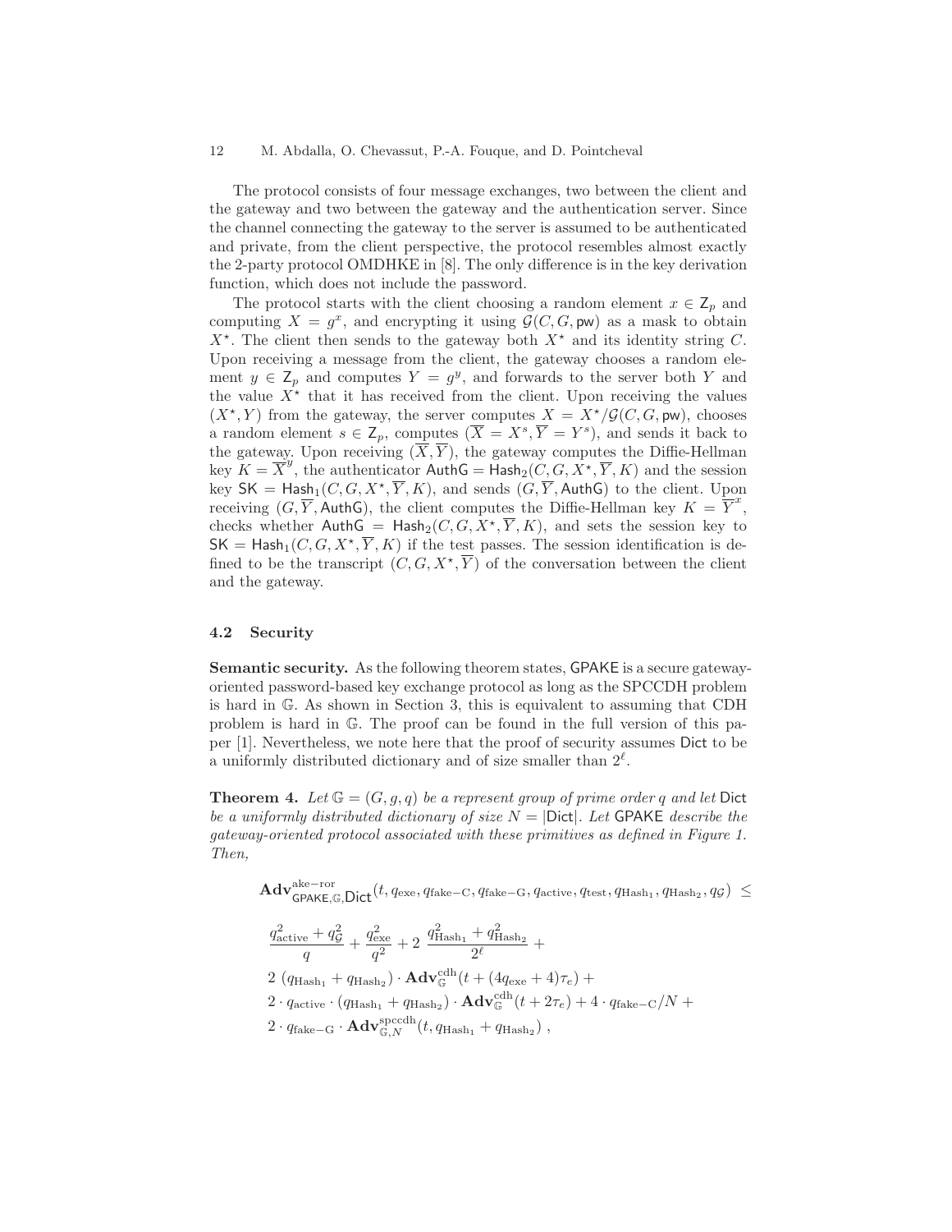The protocol consists of four message exchanges, two between the client and the gateway and two between the gateway and the authentication server. Since the channel connecting the gateway to the server is assumed to be authenticated and private, from the client perspective, the protocol resembles almost exactly the 2-party protocol OMDHKE in [8]. The only difference is in the key derivation function, which does not include the password.

The protocol starts with the client choosing a random element $x \in \mathsf{Z}_p$ and computing $X = g^x$, and encrypting it using $\mathcal{G}(C, G, \mathsf{pw})$ as a mask to obtain $X^\star$. The client then sends to the gateway both $X^\star$ and its identity string $C$. Upon receiving a message from the client, the gateway chooses a random element $y \in \mathsf{Z}_p$ and computes $Y = g^y$, and forwards to the server both $Y$ and the value $X^\star$ that it has received from the client. Upon receiving the values $(X^\star, Y)$ from the gateway, the server computes $X = X^\star / \mathcal{G}(C, G, \mathsf{pw})$, chooses a random element $s \in \mathsf{Z}_p$, computes $(\overline{X} = X^s, \overline{Y} = Y^s)$, and sends it back to the gateway. Upon receiving $(\overline{X}, \overline{Y})$, the gateway computes the Diffie-Hellman key $K = \overline{X}^y$, the authenticator $\mathsf{AuthG} = \mathsf{Hash}_2(C, G, X^\star, \overline{Y}, K)$ and the session key $\mathsf{SK} = \mathsf{Hash}_1(C, G, X^\star, \overline{Y}, K)$, and sends $(G, \overline{Y}, \mathsf{AuthG})$ to the client. Upon receiving $(G, \overline{Y}, \mathsf{AuthG})$, the client computes the Diffie-Hellman key $K = \overline{Y}^x$, checks whether $\mathsf{AuthG} = \mathsf{Hash}_2(C, G, X^\star, \overline{Y}, K)$, and sets the session key to $\mathsf{SK} = \mathsf{Hash}_1(C, G, X^\star, \overline{Y}, K)$ if the test passes. The session identification is defined to be the transcript $(C, G, X^\star, \overline{Y})$ of the conversation between the client and the gateway.

### 4.2 Security

**Semantic security.** As the following theorem states, GPAKE is a secure gateway-oriented password-based key exchange protocol as long as the SPCCDH problem is hard in $\mathbb{G}$. As shown in Section 3, this is equivalent to assuming that CDH problem is hard in $\mathbb{G}$. The proof can be found in the full version of this paper [1]. Nevertheless, we note here that the proof of security assumes Dict to be a uniformly distributed dictionary and of size smaller than $2^\ell$.

**Theorem 4.** *Let $\mathbb{G} = (G, g, q)$ be a represent group of prime order $q$ and let Dict be a uniformly distributed dictionary of size $N = |\mathsf{Dict}|$. Let GPAKE describe the gateway-oriented protocol associated with these primitives as defined in Figure 1. Then,*

$$
\begin{aligned}
&\mathbf{Adv}^{\mathrm{ake-ror}}_{\mathsf{GPAKE},\mathbb{G},\mathsf{Dict}}(t, q_{\mathrm{exe}}, q_{\mathrm{fake-C}}, q_{\mathrm{fake-G}}, q_{\mathrm{active}}, q_{\mathrm{test}}, q_{\mathrm{Hash}_1}, q_{\mathrm{Hash}_2}, q_{\mathcal{G}}) \leq \\
&\frac{q_{\mathrm{active}}^2 + q_{\mathcal{G}}^2}{q} + \frac{q_{\mathrm{exe}}^2}{q^2} + 2\ \frac{q_{\mathrm{Hash}_1}^2 + q_{\mathrm{Hash}_2}^2}{2^\ell} + \\
&2\ (q_{\mathrm{Hash}_1} + q_{\mathrm{Hash}_2}) \cdot \mathbf{Adv}^{\mathrm{cdh}}_{\mathbb{G}}(t + (4q_{\mathrm{exe}} + 4)\tau_e) + \\
&2 \cdot q_{\mathrm{active}} \cdot (q_{\mathrm{Hash}_1} + q_{\mathrm{Hash}_2}) \cdot \mathbf{Adv}^{\mathrm{cdh}}_{\mathbb{G}}(t + 2\tau_e) + 4 \cdot q_{\mathrm{fake-C}}/N + \\
&2 \cdot q_{\mathrm{fake-G}} \cdot \mathbf{Adv}^{\mathrm{spccdh}}_{\mathbb{G},N}(t, q_{\mathrm{Hash}_1} + q_{\mathrm{Hash}_2})\ ,
\end{aligned}
$$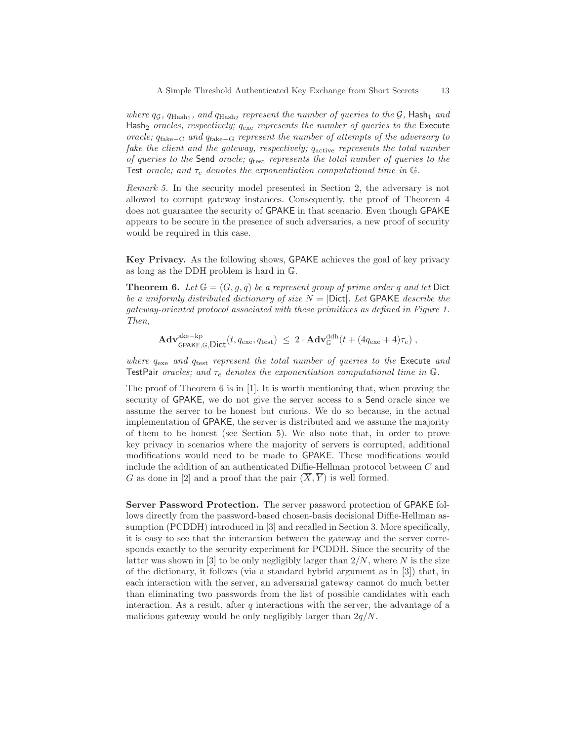*where $q_{\mathcal{G}}$, $q_{\text{Hash}_1}$, and $q_{\text{Hash}_2}$ represent the number of queries to the $\mathcal{G}$, $\mathsf{Hash}_1$ and $\mathsf{Hash}_2$ oracles, respectively; $q_{\text{exe}}$ represents the number of queries to the* Execute *oracle; $q_{\text{fake-C}}$ and $q_{\text{fake-G}}$ represent the number of attempts of the adversary to fake the client and the gateway, respectively; $q_{\text{active}}$ represents the total number of queries to the* Send *oracle; $q_{\text{test}}$ represents the total number of queries to the* Test *oracle; and $\tau_e$ denotes the exponentiation computational time in $\mathbb{G}$.*

*Remark 5.* In the security model presented in Section 2, the adversary is not allowed to corrupt gateway instances. Consequently, the proof of Theorem 4 does not guarantee the security of GPAKE in that scenario. Even though GPAKE appears to be secure in the presence of such adversaries, a new proof of security would be required in this case.

**Key Privacy.** As the following shows, GPAKE achieves the goal of key privacy as long as the DDH problem is hard in $\mathbb{G}$.

**Theorem 6.** *Let $\mathbb{G} = (G, g, q)$ be a represent group of prime order $q$ and let* Dict *be a uniformly distributed dictionary of size $N = |\mathsf{Dict}|$. Let* GPAKE *describe the gateway-oriented protocol associated with these primitives as defined in Figure 1. Then,*

$$\mathbf{Adv}^{\text{ake-kp}}_{\mathsf{GPAKE},\mathbb{G},\mathsf{Dict}}(t, q_{\text{exe}}, q_{\text{test}}) \leq 2 \cdot \mathbf{Adv}^{\text{ddh}}_{\mathbb{G}}(t + (4q_{\text{exe}} + 4)\tau_e) ,$$

*where $q_{\text{exe}}$ and $q_{\text{test}}$ represent the total number of queries to the* Execute *and* TestPair *oracles; and $\tau_e$ denotes the exponentiation computational time in $\mathbb{G}$.*

The proof of Theorem 6 is in [1]. It is worth mentioning that, when proving the security of GPAKE, we do not give the server access to a Send oracle since we assume the server to be honest but curious. We do so because, in the actual implementation of GPAKE, the server is distributed and we assume the majority of them to be honest (see Section 5). We also note that, in order to prove key privacy in scenarios where the majority of servers is corrupted, additional modifications would need to be made to GPAKE. These modifications would include the addition of an authenticated Diffie-Hellman protocol between $C$ and $G$ as done in [2] and a proof that the pair $(\overline{X}, \overline{Y})$ is well formed.

**Server Password Protection.** The server password protection of GPAKE follows directly from the password-based chosen-basis decisional Diffie-Hellman assumption (PCDDH) introduced in [3] and recalled in Section 3. More specifically, it is easy to see that the interaction between the gateway and the server corresponds exactly to the security experiment for PCDDH. Since the security of the latter was shown in [3] to be only negligibly larger than $2/N$, where $N$ is the size of the dictionary, it follows (via a standard hybrid argument as in [3]) that, in each interaction with the server, an adversarial gateway cannot do much better than eliminating two passwords from the list of possible candidates with each interaction. As a result, after $q$ interactions with the server, the advantage of a malicious gateway would be only negligibly larger than $2q/N$.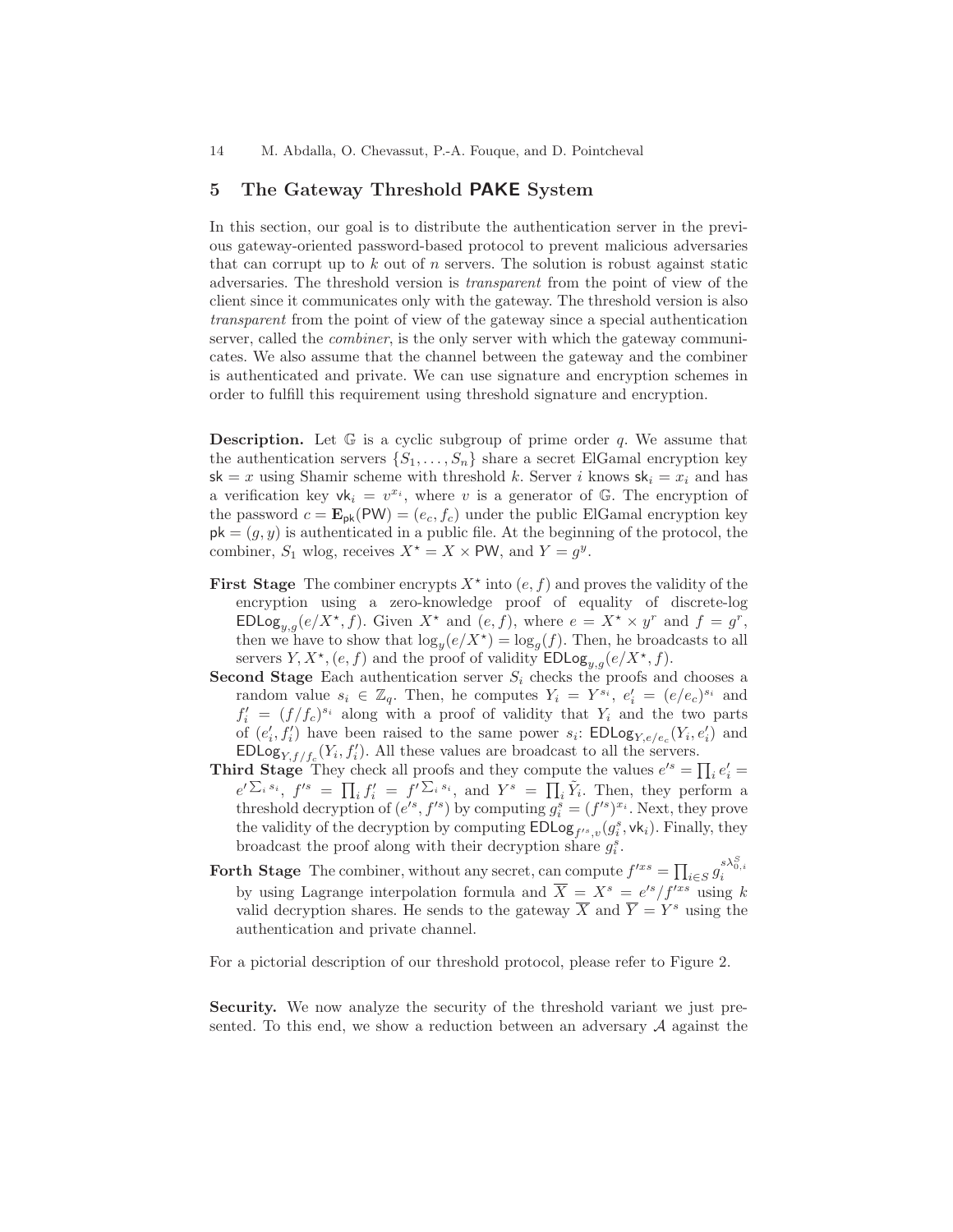## 5 The Gateway Threshold PAKE System

In this section, our goal is to distribute the authentication server in the previous gateway-oriented password-based protocol to prevent malicious adversaries that can corrupt up to $k$ out of $n$ servers. The solution is robust against static adversaries. The threshold version is *transparent* from the point of view of the client since it communicates only with the gateway. The threshold version is also *transparent* from the point of view of the gateway since a special authentication server, called the *combiner*, is the only server with which the gateway communicates. We also assume that the channel between the gateway and the combiner is authenticated and private. We can use signature and encryption schemes in order to fulfill this requirement using threshold signature and encryption.

**Description.** Let $\mathbb{G}$ is a cyclic subgroup of prime order $q$. We assume that the authentication servers $\{S_1, \ldots, S_n\}$ share a secret ElGamal encryption key $\mathsf{sk} = x$ using Shamir scheme with threshold $k$. Server $i$ knows $\mathsf{sk}_i = x_i$ and has a verification key $\mathsf{vk}_i = v^{x_i}$, where $v$ is a generator of $\mathbb{G}$. The encryption of the password $c = \mathbf{E}_{\mathsf{pk}}(\mathsf{PW}) = (e_c, f_c)$ under the public ElGamal encryption key $\mathsf{pk} = (g, y)$ is authenticated in a public file. At the beginning of the protocol, the combiner, $S_1$ wlog, receives $X^\star = X \times \mathsf{PW}$, and $Y = g^y$.

**First Stage** The combiner encrypts $X^\star$ into $(e, f)$ and proves the validity of the encryption using a zero-knowledge proof of equality of discrete-log $\mathsf{EDLog}_{y,g}(e/X^\star, f)$. Given $X^\star$ and $(e, f)$, where $e = X^\star \times y^r$ and $f = g^r$, then we have to show that $\log_y(e/X^\star) = \log_g(f)$. Then, he broadcasts to all servers $Y, X^\star, (e, f)$ and the proof of validity $\mathsf{EDLog}_{y,g}(e/X^\star, f)$.

**Second Stage** Each authentication server $S_i$ checks the proofs and chooses a random value $s_i \in \mathbb{Z}_q$. Then, he computes $Y_i = Y^{s_i}$, $e'_i = (e/e_c)^{s_i}$ and $f'_i = (f/f_c)^{s_i}$ along with a proof of validity that $Y_i$ and the two parts of $(e'_i, f'_i)$ have been raised to the same power $s_i$: $\mathsf{EDLog}_{Y,e/e_c}(Y_i, e'_i)$ and $\mathsf{EDLog}_{Y,f/f_c}(Y_i, f'_i)$. All these values are broadcast to all the servers.

**Third Stage** They check all proofs and they compute the values $e'^s = \prod_i e'_i = e'^{\sum_i s_i}$, $f'^s = \prod_i f'_i = f'^{\sum_i s_i}$, and $Y^s = \prod_i \tilde{Y}_i$. Then, they perform a threshold decryption of $(e'^s, f'^s)$ by computing $g_i^s = (f'^s)^{x_i}$. Next, they prove the validity of the decryption by computing $\mathsf{EDLog}_{f'^s,v}(g_i^s, \mathsf{vk}_i)$. Finally, they broadcast the proof along with their decryption share $g_i^s$.

**Forth Stage** The combiner, without any secret, can compute $f'^{xs} = \prod_{i \in S} g_i^{s\lambda_{0,i}^S}$ by using Lagrange interpolation formula and $\overline{X} = X^s = e'^s / f'^{xs}$ using $k$ valid decryption shares. He sends to the gateway $\overline{X}$ and $\overline{Y} = Y^s$ using the authentication and private channel.

For a pictorial description of our threshold protocol, please refer to Figure 2.

**Security.** We now analyze the security of the threshold variant we just presented. To this end, we show a reduction between an adversary $\mathcal{A}$ against the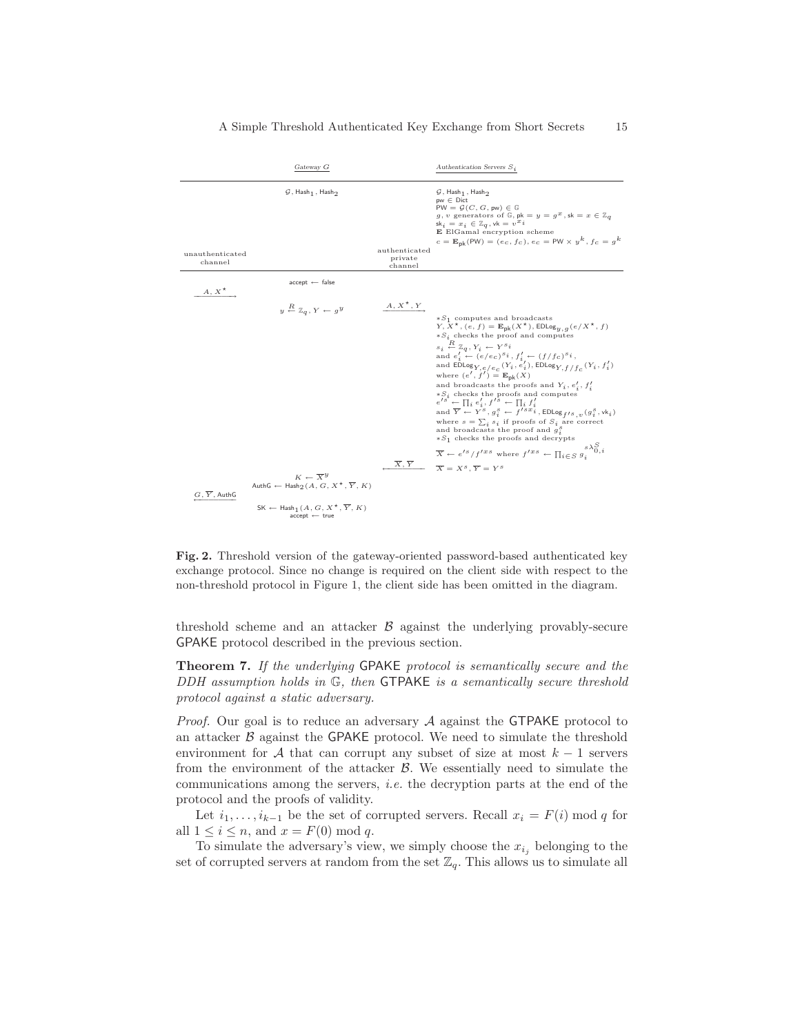| | *Gateway G* | | *Authentication Servers $S_i$* |
|---|---|---|---|
| | $\mathcal{G}$, $\mathsf{Hash}_1$, $\mathsf{Hash}_2$ | | $\mathcal{G}$, $\mathsf{Hash}_1$, $\mathsf{Hash}_2$<br>$\mathsf{pw} \in \mathsf{Dict}$<br>$\mathsf{PW} = \mathcal{G}(C, G, \mathsf{pw}) \in \mathbb{G}$<br>$g, v$ generators of $\mathbb{G}$, $\mathsf{pk} = y = g^x$, $\mathsf{sk} = x \in \mathbb{Z}_q$<br>$\mathsf{sk}_i = x_i \in \mathbb{Z}_q$, $\mathsf{vk} = v^{x_i}$<br>$\mathbf{E}$ ElGamal encryption scheme<br>$c = \mathbf{E}_{\mathsf{pk}}(\mathsf{PW}) = (e_c, f_c)$, $e_c = \mathsf{PW} \times y^k$, $f_c = g^k$ |
| unauthenticated channel | | authenticated private channel | |
| | $\mathsf{accept} \leftarrow \mathsf{false}$ | | |
| $\xrightarrow{A,\, X^\star}$ | | | |
| | $y \xleftarrow{R} \mathbb{Z}_q$, $Y \leftarrow g^y$ | $\xrightarrow{A,\, X^\star,\, Y}$ | $*S_1$ computes and broadcasts<br>$Y, X^\star, (e, f) = \mathbf{E}_{\mathsf{pk}}(X^\star)$, $\mathsf{EDLog}_{y,g}(e/X^\star, f)$<br>$*S_i$ checks the proof and computes<br>$s_i \xleftarrow{R} \mathbb{Z}_q$, $Y_i \leftarrow Y^{s_i}$<br>and $e'_i \leftarrow (e/e_c)^{s_i}$, $f'_i \leftarrow (f/f_c)^{s_i}$,<br>and $\mathsf{EDLog}_{Y,e/e_c}(Y_i, e'_i)$, $\mathsf{EDLog}_{Y,f/f_c}(Y_i, f'_i)$<br>where $(e', f') = \mathbf{E}_{\mathsf{pk}}(X)$<br>and broadcasts the proofs and $Y_i, e'_i, f'_i$<br>$*S_i$ checks the proofs and computes<br>$e'^s \leftarrow \prod_i e'_i$, $f'^s \leftarrow \prod_i f'_i$<br>and $\overline{Y} \leftarrow Y^s$, $g_i^s \leftarrow f'^{sx_i}$, $\mathsf{EDLog}_{f'^s,v}(g_i^s, \mathsf{vk}_i)$<br>where $s = \sum_i s_i$ if proofs of $S_i$ are correct<br>and broadcasts the proof and $g_i^s$<br>$*S_1$ checks the proofs and decrypts<br>$\overline{X} \leftarrow e'^s / f'^{xs}$ where $f'^{xs} \leftarrow \prod_{i \in S} g_i^{s\lambda_{0,i}^S}$ |
| | | $\xleftarrow{\overline{X},\, \overline{Y}}$ | $\overline{X} = X^s$, $\overline{Y} = Y^s$ |
| | $K \leftarrow \overline{X}^y$<br>$\mathsf{AuthG} \leftarrow \mathsf{Hash}_2(A, G, X^\star, \overline{Y}, K)$ | | |
| $\xleftarrow{G,\, \overline{Y},\, \mathsf{AuthG}}$ | | | |
| | $\mathsf{SK} \leftarrow \mathsf{Hash}_1(A, G, X^\star, \overline{Y}, K)$<br>$\mathsf{accept} \leftarrow \mathsf{true}$ | | |

**Fig. 2.** Threshold version of the gateway-oriented password-based authenticated key exchange protocol. Since no change is required on the client side with respect to the non-threshold protocol in Figure 1, the client side has been omitted in the diagram.

threshold scheme and an attacker $\mathcal{B}$ against the underlying provably-secure GPAKE protocol described in the previous section.

**Theorem 7.** *If the underlying* GPAKE *protocol is semantically secure and the DDH assumption holds in* $\mathbb{G}$*, then* GTPAKE *is a semantically secure threshold protocol against a static adversary.*

*Proof.* Our goal is to reduce an adversary $\mathcal{A}$ against the GTPAKE protocol to an attacker $\mathcal{B}$ against the GPAKE protocol. We need to simulate the threshold environment for $\mathcal{A}$ that can corrupt any subset of size at most $k-1$ servers from the environment of the attacker $\mathcal{B}$. We essentially need to simulate the communications among the servers, *i.e.* the decryption parts at the end of the protocol and the proofs of validity.

Let $i_1, \ldots, i_{k-1}$ be the set of corrupted servers. Recall $x_i = F(i) \bmod q$ for all $1 \leq i \leq n$, and $x = F(0) \bmod q$.

To simulate the adversary's view, we simply choose the $x_{i_j}$ belonging to the set of corrupted servers at random from the set $\mathbb{Z}_q$. This allows us to simulate all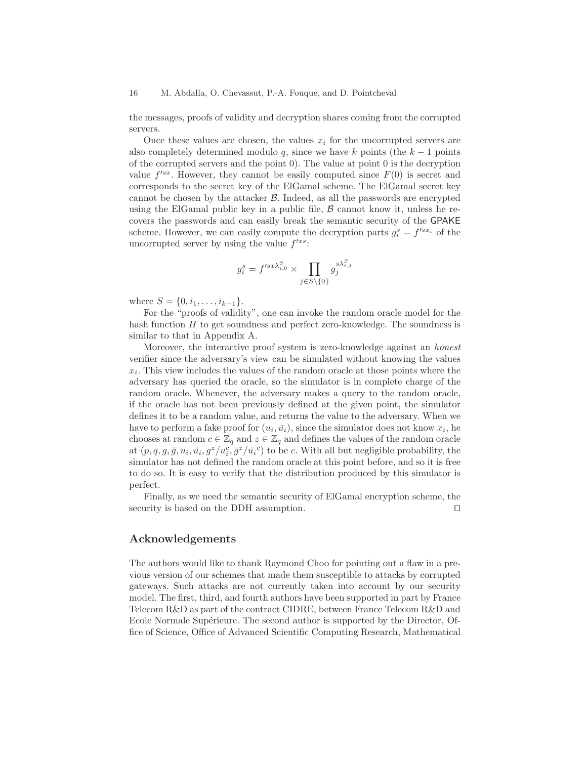the messages, proofs of validity and decryption shares coming from the corrupted servers.

Once these values are chosen, the values $x_i$ for the uncorrupted servers are also completely determined modulo $q$, since we have $k$ points (the $k-1$ points of the corrupted servers and the point 0). The value at point 0 is the decryption value $f'^{sx}$. However, they cannot be easily computed since $F(0)$ is secret and corresponds to the secret key of the ElGamal scheme. The ElGamal secret key cannot be chosen by the attacker $\mathcal{B}$. Indeed, as all the passwords are encrypted using the ElGamal public key in a public file, $\mathcal{B}$ cannot know it, unless he recovers the passwords and can easily break the semantic security of the GPAKE scheme. However, we can easily compute the decryption parts $g_i^s = f'^{sx_i}$ of the uncorrupted server by using the value $f'^{xs}$:

$$g_i^s = f'^{sx\lambda_{i,0}^S} \times \prod_{j \in S \setminus \{0\}} g_j^{s\lambda_{i,j}^S}$$

where $S = \{0, i_1, \ldots, i_{k-1}\}$.

For the "proofs of validity", one can invoke the random oracle model for the hash function $H$ to get soundness and perfect zero-knowledge. The soundness is similar to that in Appendix A.

Moreover, the interactive proof system is zero-knowledge against an *honest* verifier since the adversary's view can be simulated without knowing the values $x_i$. This view includes the values of the random oracle at those points where the adversary has queried the oracle, so the simulator is in complete charge of the random oracle. Whenever, the adversary makes a query to the random oracle, if the oracle has not been previously defined at the given point, the simulator defines it to be a random value, and returns the value to the adversary. When we have to perform a fake proof for $(u_i, \bar{u_i})$, since the simulator does not know $x_i$, he chooses at random $c \in \mathbb{Z}_q$ and $z \in \mathbb{Z}_q$ and defines the values of the random oracle at $(p, q, g, \bar{g}, u_i, \bar{u_i}, g^z/u_i^c, \bar{g}^z/\bar{u_i}^c)$ to be $c$. With all but negligible probability, the simulator has not defined the random oracle at this point before, and so it is free to do so. It is easy to verify that the distribution produced by this simulator is perfect.

Finally, as we need the semantic security of ElGamal encryption scheme, the security is based on the DDH assumption. □

## Acknowledgements

The authors would like to thank Raymond Choo for pointing out a flaw in a previous version of our schemes that made them susceptible to attacks by corrupted gateways. Such attacks are not currently taken into account by our security model. The first, third, and fourth authors have been supported in part by France Telecom R&D as part of the contract CIDRE, between France Telecom R&D and Ecole Normale Supérieure. The second author is supported by the Director, Office of Science, Office of Advanced Scientific Computing Research, Mathematical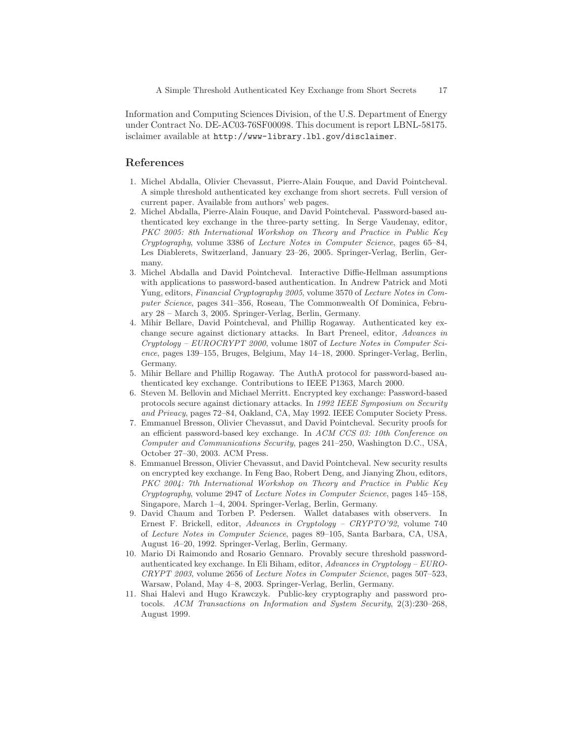Information and Computing Sciences Division, of the U.S. Department of Energy under Contract No. DE-AC03-76SF00098. This document is report LBNL-58175. isclaimer available at http://www-library.lbl.gov/disclaimer.

## References

1. Michel Abdalla, Olivier Chevassut, Pierre-Alain Fouque, and David Pointcheval. A simple threshold authenticated key exchange from short secrets. Full version of current paper. Available from authors' web pages.
2. Michel Abdalla, Pierre-Alain Fouque, and David Pointcheval. Password-based authenticated key exchange in the three-party setting. In Serge Vaudenay, editor, *PKC 2005: 8th International Workshop on Theory and Practice in Public Key Cryptography*, volume 3386 of *Lecture Notes in Computer Science*, pages 65–84, Les Diablerets, Switzerland, January 23–26, 2005. Springer-Verlag, Berlin, Germany.
3. Michel Abdalla and David Pointcheval. Interactive Diffie-Hellman assumptions with applications to password-based authentication. In Andrew Patrick and Moti Yung, editors, *Financial Cryptography 2005*, volume 3570 of *Lecture Notes in Computer Science*, pages 341–356, Roseau, The Commonwealth Of Dominica, February 28 – March 3, 2005. Springer-Verlag, Berlin, Germany.
4. Mihir Bellare, David Pointcheval, and Phillip Rogaway. Authenticated key exchange secure against dictionary attacks. In Bart Preneel, editor, *Advances in Cryptology – EUROCRYPT 2000*, volume 1807 of *Lecture Notes in Computer Science*, pages 139–155, Bruges, Belgium, May 14–18, 2000. Springer-Verlag, Berlin, Germany.
5. Mihir Bellare and Phillip Rogaway. The AuthA protocol for password-based authenticated key exchange. Contributions to IEEE P1363, March 2000.
6. Steven M. Bellovin and Michael Merritt. Encrypted key exchange: Password-based protocols secure against dictionary attacks. In *1992 IEEE Symposium on Security and Privacy*, pages 72–84, Oakland, CA, May 1992. IEEE Computer Society Press.
7. Emmanuel Bresson, Olivier Chevassut, and David Pointcheval. Security proofs for an efficient password-based key exchange. In *ACM CCS 03: 10th Conference on Computer and Communications Security*, pages 241–250, Washington D.C., USA, October 27–30, 2003. ACM Press.
8. Emmanuel Bresson, Olivier Chevassut, and David Pointcheval. New security results on encrypted key exchange. In Feng Bao, Robert Deng, and Jianying Zhou, editors, *PKC 2004: 7th International Workshop on Theory and Practice in Public Key Cryptography*, volume 2947 of *Lecture Notes in Computer Science*, pages 145–158, Singapore, March 1–4, 2004. Springer-Verlag, Berlin, Germany.
9. David Chaum and Torben P. Pedersen. Wallet databases with observers. In Ernest F. Brickell, editor, *Advances in Cryptology – CRYPTO'92*, volume 740 of *Lecture Notes in Computer Science*, pages 89–105, Santa Barbara, CA, USA, August 16–20, 1992. Springer-Verlag, Berlin, Germany.
10. Mario Di Raimondo and Rosario Gennaro. Provably secure threshold password-authenticated key exchange. In Eli Biham, editor, *Advances in Cryptology – EUROCRYPT 2003*, volume 2656 of *Lecture Notes in Computer Science*, pages 507–523, Warsaw, Poland, May 4–8, 2003. Springer-Verlag, Berlin, Germany.
11. Shai Halevi and Hugo Krawczyk. Public-key cryptography and password protocols. *ACM Transactions on Information and System Security*, 2(3):230–268, August 1999.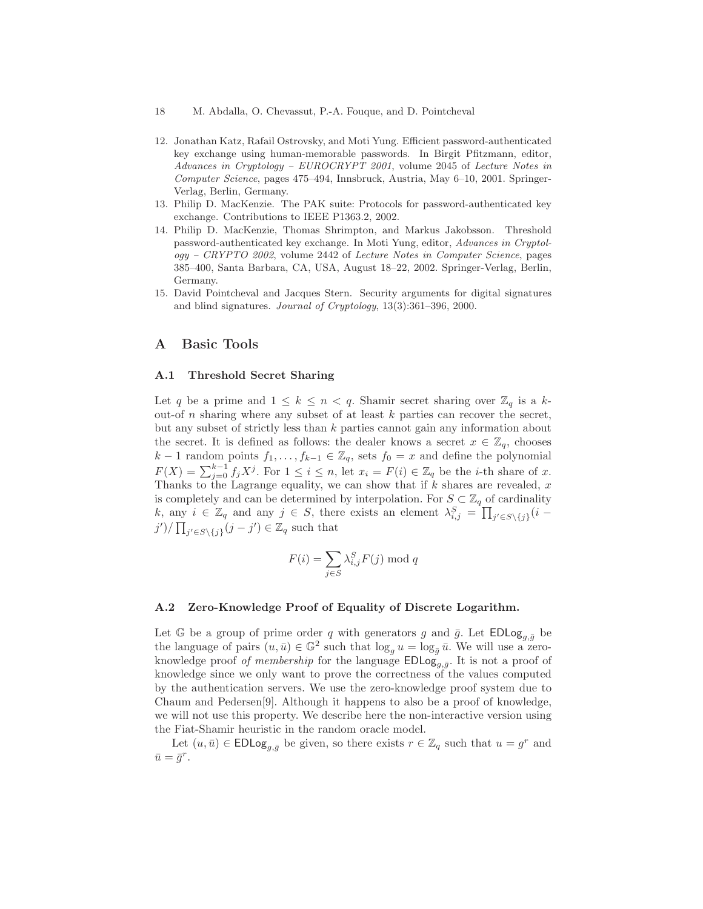12. Jonathan Katz, Rafail Ostrovsky, and Moti Yung. Efficient password-authenticated key exchange using human-memorable passwords. In Birgit Pfitzmann, editor, *Advances in Cryptology – EUROCRYPT 2001*, volume 2045 of *Lecture Notes in Computer Science*, pages 475–494, Innsbruck, Austria, May 6–10, 2001. Springer-Verlag, Berlin, Germany.
13. Philip D. MacKenzie. The PAK suite: Protocols for password-authenticated key exchange. Contributions to IEEE P1363.2, 2002.
14. Philip D. MacKenzie, Thomas Shrimpton, and Markus Jakobsson. Threshold password-authenticated key exchange. In Moti Yung, editor, *Advances in Cryptology – CRYPTO 2002*, volume 2442 of *Lecture Notes in Computer Science*, pages 385–400, Santa Barbara, CA, USA, August 18–22, 2002. Springer-Verlag, Berlin, Germany.
15. David Pointcheval and Jacques Stern. Security arguments for digital signatures and blind signatures. *Journal of Cryptology*, 13(3):361–396, 2000.

# A Basic Tools

## A.1 Threshold Secret Sharing

Let $q$ be a prime and $1 \leq k \leq n < q$. Shamir secret sharing over $\mathbb{Z}_q$ is a $k$-out-of $n$ sharing where any subset of at least $k$ parties can recover the secret, but any subset of strictly less than $k$ parties cannot gain any information about the secret. It is defined as follows: the dealer knows a secret $x \in \mathbb{Z}_q$, chooses $k-1$ random points $f_1, \ldots, f_{k-1} \in \mathbb{Z}_q$, sets $f_0 = x$ and define the polynomial $F(X) = \sum_{j=0}^{k-1} f_j X^j$. For $1 \leq i \leq n$, let $x_i = F(i) \in \mathbb{Z}_q$ be the $i$-th share of $x$. Thanks to the Lagrange equality, we can show that if $k$ shares are revealed, $x$ is completely and can be determined by interpolation. For $S \subset \mathbb{Z}_q$ of cardinality $k$, any $i \in \mathbb{Z}_q$ and any $j \in S$, there exists an element $\lambda_{i,j}^S = \prod_{j' \in S \setminus \{j\}} (i - j') / \prod_{j' \in S \setminus \{j\}} (j - j') \in \mathbb{Z}_q$ such that

$$F(i) = \sum_{j \in S} \lambda_{i,j}^S F(j) \bmod q$$

## A.2 Zero-Knowledge Proof of Equality of Discrete Logarithm.

Let $\mathbb{G}$ be a group of prime order $q$ with generators $g$ and $\bar{g}$. Let $\mathsf{EDLog}_{g,\bar{g}}$ be the language of pairs $(u, \bar{u}) \in \mathbb{G}^2$ such that $\log_g u = \log_{\bar{g}} \bar{u}$. We will use a zero-knowledge proof *of membership* for the language $\mathsf{EDLog}_{g,\bar{g}}$. It is not a proof of knowledge since we only want to prove the correctness of the values computed by the authentication servers. We use the zero-knowledge proof system due to Chaum and Pedersen[9]. Although it happens to also be a proof of knowledge, we will not use this property. We describe here the non-interactive version using the Fiat-Shamir heuristic in the random oracle model.

Let $(u, \bar{u}) \in \mathsf{EDLog}_{g,\bar{g}}$ be given, so there exists $r \in \mathbb{Z}_q$ such that $u = g^r$ and $\bar{u} = \bar{g}^r$.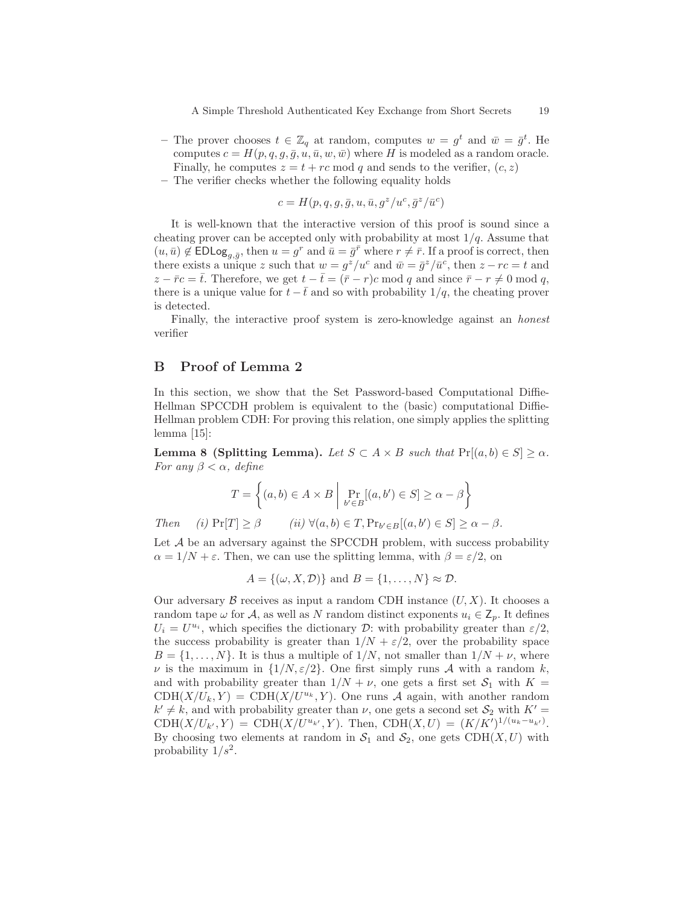- The prover chooses $t \in \mathbb{Z}_q$ at random, computes $w = g^t$ and $\bar{w} = \bar{g}^t$. He computes $c = H(p, q, g, \bar{g}, u, \bar{u}, w, \bar{w})$ where $H$ is modeled as a random oracle. Finally, he computes $z = t + rc \bmod q$ and sends to the verifier, $(c, z)$
- The verifier checks whether the following equality holds

$$c = H(p, q, g, \bar{g}, u, \bar{u}, g^z/u^c, \bar{g}^z/\bar{u}^c)$$

It is well-known that the interactive version of this proof is sound since a cheating prover can be accepted only with probability at most $1/q$. Assume that $(u, \bar{u}) \notin \mathsf{EDLog}_{g,\bar{g}}$, then $u = g^r$ and $\bar{u} = \bar{g}^{\bar{r}}$ where $r \neq \bar{r}$. If a proof is correct, then there exists a unique $z$ such that $w = g^z/u^c$ and $\bar{w} = \bar{g}^z/\bar{u}^c$, then $z - rc = t$ and $z - \bar{r}c = \bar{t}$. Therefore, we get $t - \bar{t} = (\bar{r} - r)c \bmod q$ and since $\bar{r} - r \neq 0 \bmod q$, there is a unique value for $t - \bar{t}$ and so with probability $1/q$, the cheating prover is detected.

Finally, the interactive proof system is zero-knowledge against an *honest* verifier

## B Proof of Lemma 2

In this section, we show that the Set Password-based Computational Diffie-Hellman SPCCDH problem is equivalent to the (basic) computational Diffie-Hellman problem CDH: For proving this relation, one simply applies the splitting lemma [15]:

**Lemma 8 (Splitting Lemma).** *Let $S \subset A \times B$ such that $\Pr[(a, b) \in S] \geq \alpha$. For any $\beta < \alpha$, define*

$$T = \left\{ (a, b) \in A \times B \;\middle|\; \Pr_{b' \in B}[(a, b') \in S] \geq \alpha - \beta \right\}$$

*Then* (i) $\Pr[T] \geq \beta$ (ii) $\forall (a, b) \in T, \Pr_{b' \in B}[(a, b') \in S] \geq \alpha - \beta$.

Let $\mathcal{A}$ be an adversary against the SPCCDH problem, with success probability $\alpha = 1/N + \varepsilon$. Then, we can use the splitting lemma, with $\beta = \varepsilon/2$, on

$$A = \{(\omega, X, \mathcal{D})\} \text{ and } B = \{1, \ldots, N\} \approx \mathcal{D}.$$

Our adversary $\mathcal{B}$ receives as input a random CDH instance $(U, X)$. It chooses a random tape $\omega$ for $\mathcal{A}$, as well as $N$ random distinct exponents $u_i \in \mathsf{Z}_p$. It defines $U_i = U^{u_i}$, which specifies the dictionary $\mathcal{D}$: with probability greater than $\varepsilon/2$, the success probability is greater than $1/N + \varepsilon/2$, over the probability space $B = \{1, \ldots, N\}$. It is thus a multiple of $1/N$, not smaller than $1/N + \nu$, where $\nu$ is the maximum in $\{1/N, \varepsilon/2\}$. One first simply runs $\mathcal{A}$ with a random $k$, and with probability greater than $1/N + \nu$, one gets a first set $\mathcal{S}_1$ with $K = \mathrm{CDH}(X/U_k, Y) = \mathrm{CDH}(X/U^{u_k}, Y)$. One runs $\mathcal{A}$ again, with another random $k' \neq k$, and with probability greater than $\nu$, one gets a second set $\mathcal{S}_2$ with $K' = \mathrm{CDH}(X/U_{k'}, Y) = \mathrm{CDH}(X/U^{u_{k'}}, Y)$. Then, $\mathrm{CDH}(X, U) = (K/K')^{1/(u_k - u_{k'})}$. By choosing two elements at random in $\mathcal{S}_1$ and $\mathcal{S}_2$, one gets $\mathrm{CDH}(X, U)$ with probability $1/s^2$.